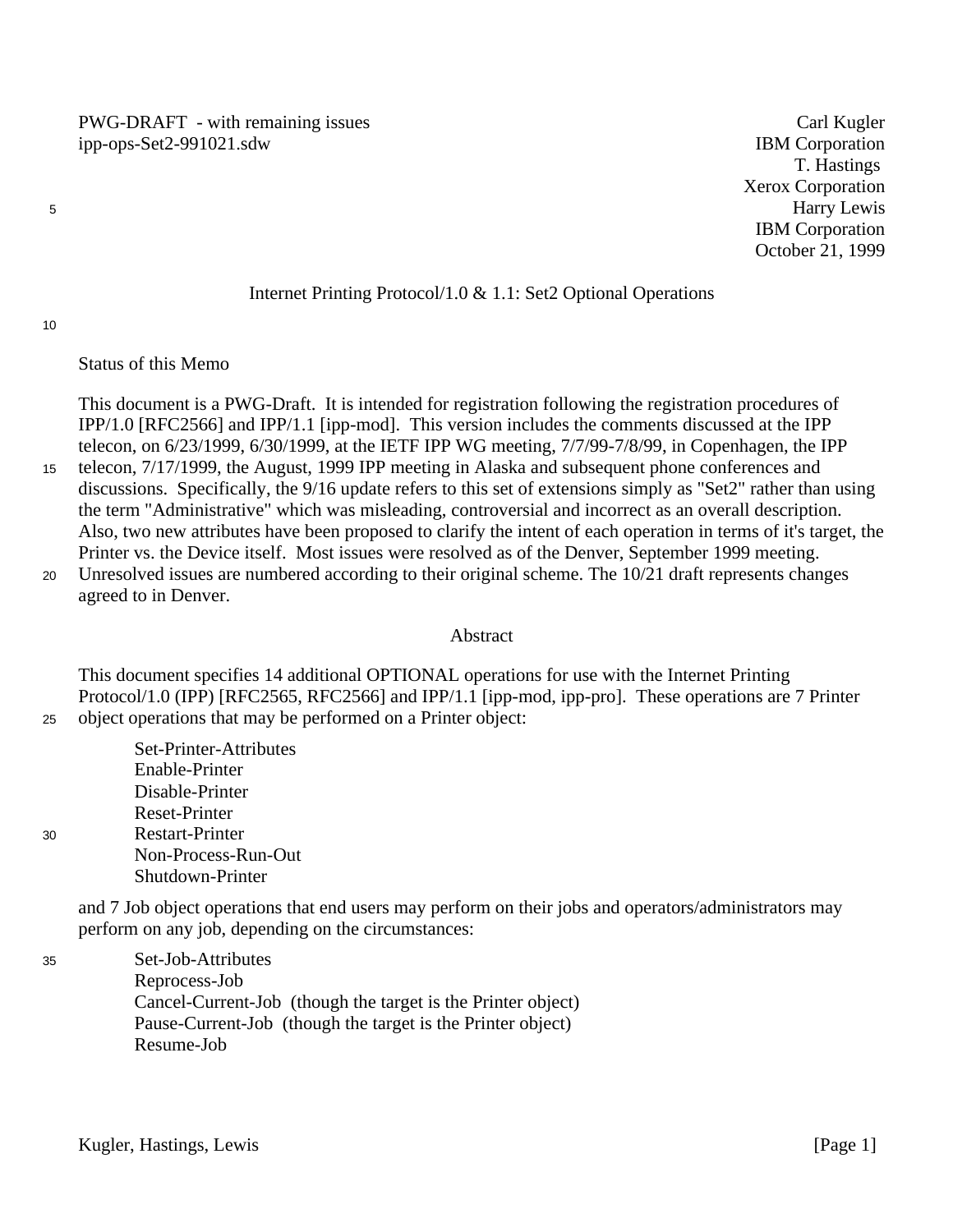PWG-DRAFT - with remaining issues
ipp-ops-Set2-991021.sdw

Carl Kugler
IBM Corporation
T. Hastings
Xerox Corporation
Harry Lewis
IBM Corporation
October 21, 1999

# Internet Printing Protocol/1.0 & 1.1: Set2 Optional Operations

## Status of this Memo

This document is a PWG-Draft. It is intended for registration following the registration procedures of IPP/1.0 [RFC2566] and IPP/1.1 [ipp-mod]. This version includes the comments discussed at the IPP telecon, on 6/23/1999, 6/30/1999, at the IETF IPP WG meeting, 7/7/99-7/8/99, in Copenhagen, the IPP telecon, 7/17/1999, the August, 1999 IPP meeting in Alaska and subsequent phone conferences and discussions. Specifically, the 9/16 update refers to this set of extensions simply as "Set2" rather than using the term "Administrative" which was misleading, controversial and incorrect as an overall description. Also, two new attributes have been proposed to clarify the intent of each operation in terms of it's target, the Printer vs. the Device itself. Most issues were resolved as of the Denver, September 1999 meeting. Unresolved issues are numbered according to their original scheme. The 10/21 draft represents changes agreed to in Denver.

## Abstract

This document specifies 14 additional OPTIONAL operations for use with the Internet Printing Protocol/1.0 (IPP) [RFC2565, RFC2566] and IPP/1.1 [ipp-mod, ipp-pro]. These operations are 7 Printer object operations that may be performed on a Printer object:

- Set-Printer-Attributes
- Enable-Printer
- Disable-Printer
- Reset-Printer
- Restart-Printer
- Non-Process-Run-Out
- Shutdown-Printer

and 7 Job object operations that end users may perform on their jobs and operators/administrators may perform on any job, depending on the circumstances:

- Set-Job-Attributes
- Reprocess-Job
- Cancel-Current-Job (though the target is the Printer object)
- Pause-Current-Job (though the target is the Printer object)
- Resume-Job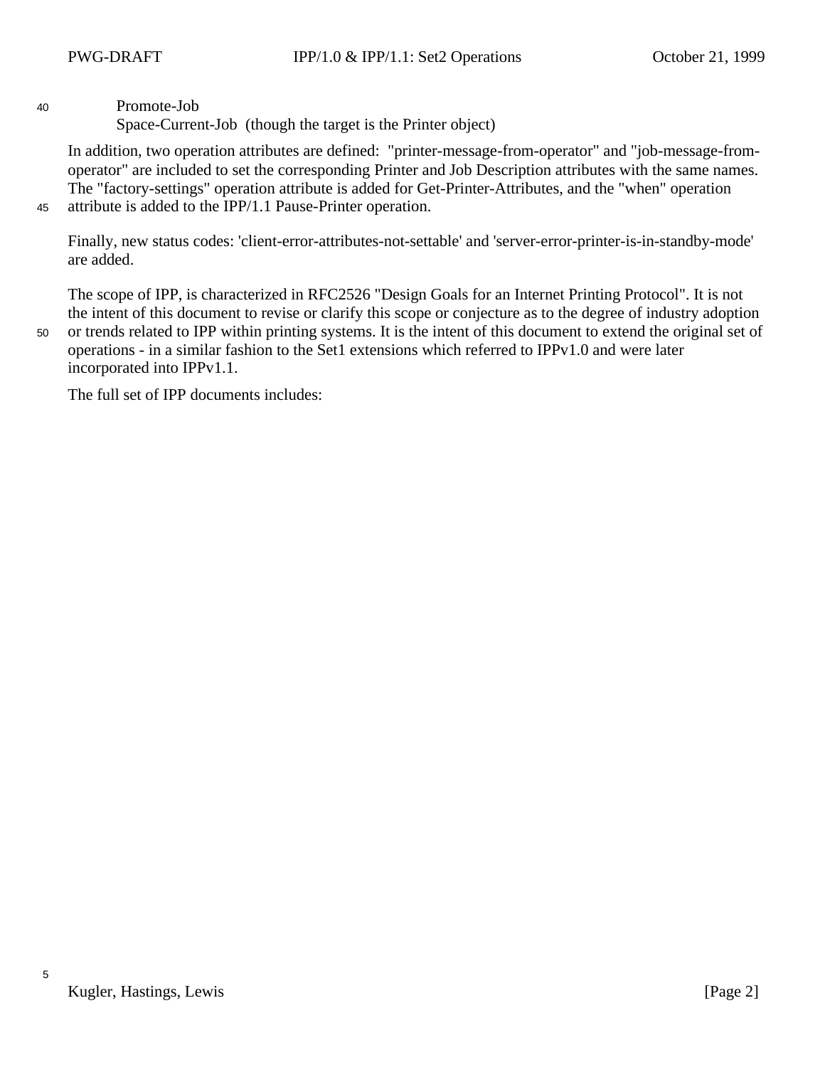Promote-Job
Space-Current-Job  (though the target is the Printer object)

In addition, two operation attributes are defined:  "printer-message-from-operator" and "job-message-from-operator" are included to set the corresponding Printer and Job Description attributes with the same names. The "factory-settings" operation attribute is added for Get-Printer-Attributes, and the "when" operation attribute is added to the IPP/1.1 Pause-Printer operation.

Finally, new status codes: 'client-error-attributes-not-settable' and 'server-error-printer-is-in-standby-mode' are added.

The scope of IPP, is characterized in RFC2526 "Design Goals for an Internet Printing Protocol". It is not the intent of this document to revise or clarify this scope or conjecture as to the degree of industry adoption or trends related to IPP within printing systems. It is the intent of this document to extend the original set of operations - in a similar fashion to the Set1 extensions which referred to IPPv1.0 and were later incorporated into IPPv1.1.

The full set of IPP documents includes: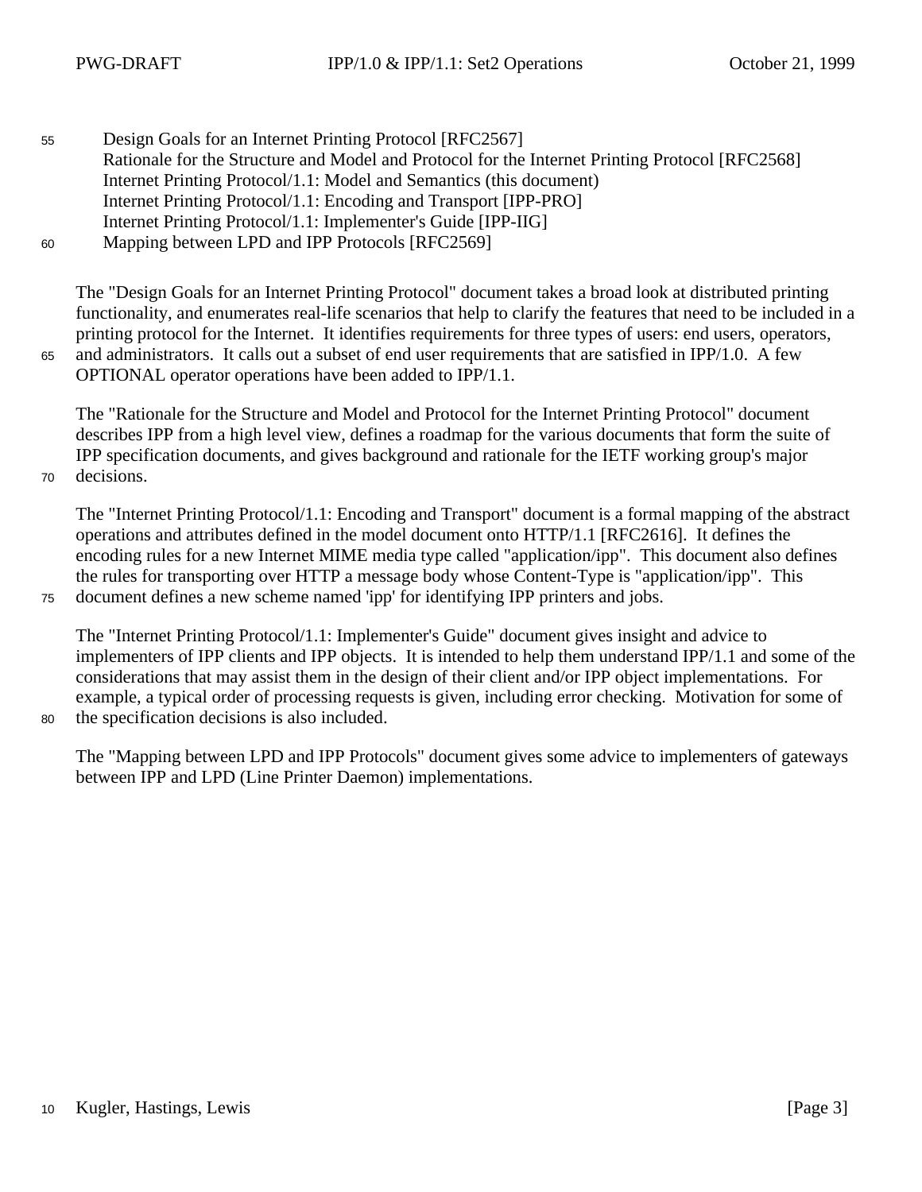Design Goals for an Internet Printing Protocol [RFC2567]
Rationale for the Structure and Model and Protocol for the Internet Printing Protocol [RFC2568]
Internet Printing Protocol/1.1: Model and Semantics (this document)
Internet Printing Protocol/1.1: Encoding and Transport [IPP-PRO]
Internet Printing Protocol/1.1: Implementer's Guide [IPP-IIG]
Mapping between LPD and IPP Protocols [RFC2569]

The "Design Goals for an Internet Printing Protocol" document takes a broad look at distributed printing functionality, and enumerates real-life scenarios that help to clarify the features that need to be included in a printing protocol for the Internet. It identifies requirements for three types of users: end users, operators, and administrators. It calls out a subset of end user requirements that are satisfied in IPP/1.0. A few OPTIONAL operator operations have been added to IPP/1.1.

The "Rationale for the Structure and Model and Protocol for the Internet Printing Protocol" document describes IPP from a high level view, defines a roadmap for the various documents that form the suite of IPP specification documents, and gives background and rationale for the IETF working group's major decisions.

The "Internet Printing Protocol/1.1: Encoding and Transport" document is a formal mapping of the abstract operations and attributes defined in the model document onto HTTP/1.1 [RFC2616]. It defines the encoding rules for a new Internet MIME media type called "application/ipp". This document also defines the rules for transporting over HTTP a message body whose Content-Type is "application/ipp". This document defines a new scheme named 'ipp' for identifying IPP printers and jobs.

The "Internet Printing Protocol/1.1: Implementer's Guide" document gives insight and advice to implementers of IPP clients and IPP objects. It is intended to help them understand IPP/1.1 and some of the considerations that may assist them in the design of their client and/or IPP object implementations. For example, a typical order of processing requests is given, including error checking. Motivation for some of the specification decisions is also included.

The "Mapping between LPD and IPP Protocols" document gives some advice to implementers of gateways between IPP and LPD (Line Printer Daemon) implementations.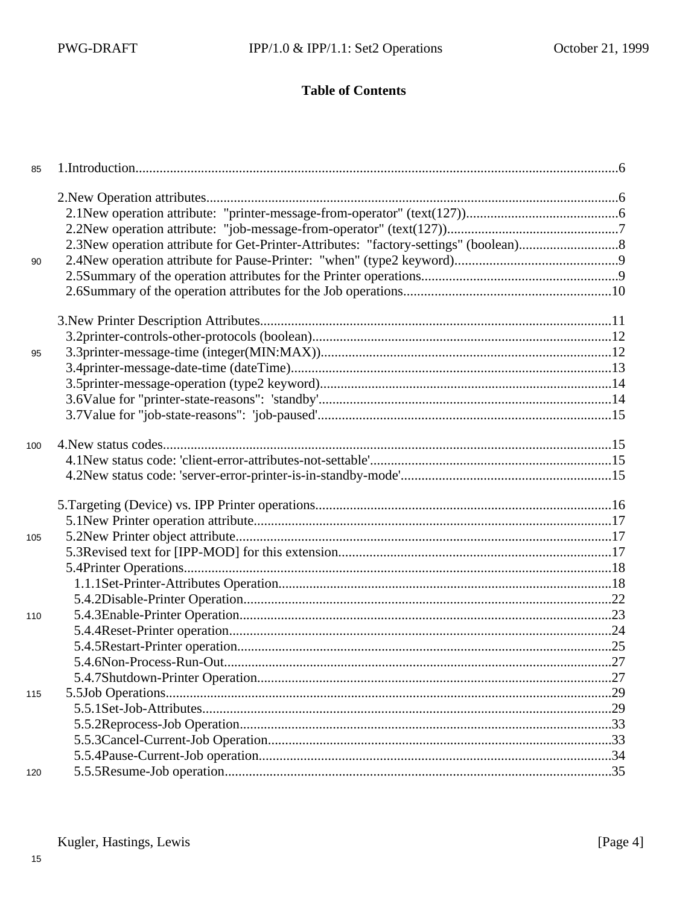**Table of Contents**

1.Introduction....................................................................................................................................6

2.New Operation attributes.................................................................................................................6
  2.1New operation attribute:  "printer-message-from-operator" (text(127))...........................................6
  2.2New operation attribute:  "job-message-from-operator" (text(127))................................................7
  2.3New operation attribute for Get-Printer-Attributes:  "factory-settings" (boolean)............................8
  2.4New operation attribute for Pause-Printer:  "when" (type2 keyword)...............................................9
  2.5Summary of the operation attributes for the Printer operations........................................................9
  2.6Summary of the operation attributes for the Job operations...........................................................10

3.New Printer Description Attributes...................................................................................................11
  3.2printer-controls-other-protocols (boolean)......................................................................................12
  3.3printer-message-time (integer(MIN:MAX))...................................................................................12
  3.4printer-message-date-time (dateTime)............................................................................................13
  3.5printer-message-operation (type2 keyword)...................................................................................14
  3.6Value for "printer-state-reasons":  'standby'...................................................................................14
  3.7Value for "job-state-reasons":  'job-paused'...................................................................................15

4.New status codes..............................................................................................................................15
  4.1New status code: 'client-error-attributes-not-settable'.....................................................................15
  4.2New status code: 'server-error-printer-is-in-standby-mode'............................................................15

5.Targeting (Device) vs. IPP Printer operations.................................................................................16
  5.1New Printer operation attribute......................................................................................................17
  5.2New Printer object attribute...........................................................................................................17
  5.3Revised text for [IPP-MOD] for this extension..............................................................................17
  5.4Printer Operations..........................................................................................................................18
    1.1.1Set-Printer-Attributes Operation...............................................................................................18
    5.4.2Disable-Printer Operation.........................................................................................................22
    5.4.3Enable-Printer Operation..........................................................................................................23
    5.4.4Reset-Printer operation.............................................................................................................24
    5.4.5Restart-Printer operation...........................................................................................................25
    5.4.6Non-Process-Run-Out...............................................................................................................27
    5.4.7Shutdown-Printer Operation.....................................................................................................27
  5.5Job Operations................................................................................................................................29
    5.5.1Set-Job-Attributes.....................................................................................................................29
    5.5.2Reprocess-Job Operation..........................................................................................................33
    5.5.3Cancel-Current-Job Operation..................................................................................................33
    5.5.4Pause-Current-Job operation.....................................................................................................34
    5.5.5Resume-Job operation...............................................................................................................35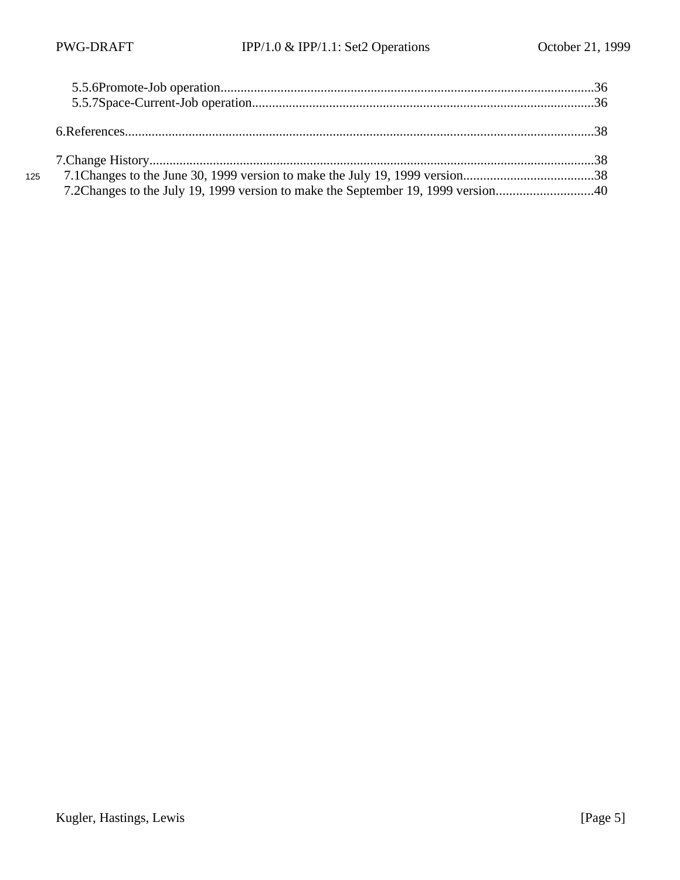5.5.6 Promote-Job operation.....36
5.5.7 Space-Current-Job operation.....36

6. References.....38

7. Change History.....38
7.1 Changes to the June 30, 1999 version to make the July 19, 1999 version.....38
7.2 Changes to the July 19, 1999 version to make the September 19, 1999 version.....40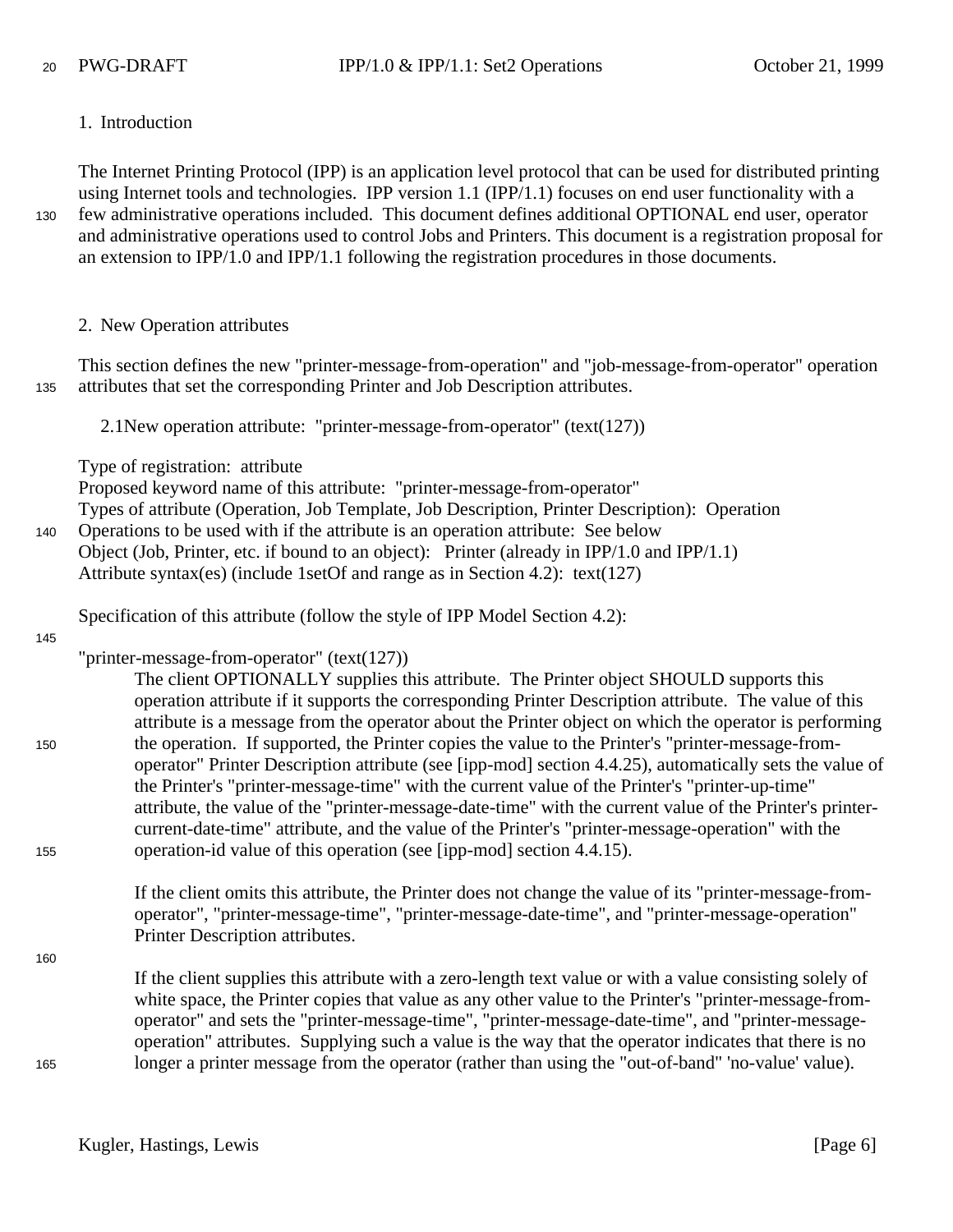## 1. Introduction

The Internet Printing Protocol (IPP) is an application level protocol that can be used for distributed printing using Internet tools and technologies. IPP version 1.1 (IPP/1.1) focuses on end user functionality with a few administrative operations included. This document defines additional OPTIONAL end user, operator and administrative operations used to control Jobs and Printers. This document is a registration proposal for an extension to IPP/1.0 and IPP/1.1 following the registration procedures in those documents.

## 2. New Operation attributes

This section defines the new "printer-message-from-operation" and "job-message-from-operator" operation attributes that set the corresponding Printer and Job Description attributes.

### 2.1 New operation attribute: "printer-message-from-operator" (text(127))

Type of registration: attribute
Proposed keyword name of this attribute: "printer-message-from-operator"
Types of attribute (Operation, Job Template, Job Description, Printer Description): Operation
Operations to be used with if the attribute is an operation attribute: See below
Object (Job, Printer, etc. if bound to an object): Printer (already in IPP/1.0 and IPP/1.1)
Attribute syntax(es) (include 1setOf and range as in Section 4.2): text(127)

Specification of this attribute (follow the style of IPP Model Section 4.2):

"printer-message-from-operator" (text(127))

The client OPTIONALLY supplies this attribute. The Printer object SHOULD supports this operation attribute if it supports the corresponding Printer Description attribute. The value of this attribute is a message from the operator about the Printer object on which the operator is performing the operation. If supported, the Printer copies the value to the Printer's "printer-message-from-operator" Printer Description attribute (see [ipp-mod] section 4.4.25), automatically sets the value of the Printer's "printer-message-time" with the current value of the Printer's "printer-up-time" attribute, the value of the "printer-message-date-time" with the current value of the Printer's printer-current-date-time" attribute, and the value of the Printer's "printer-message-operation" with the operation-id value of this operation (see [ipp-mod] section 4.4.15).

If the client omits this attribute, the Printer does not change the value of its "printer-message-from-operator", "printer-message-time", "printer-message-date-time", and "printer-message-operation" Printer Description attributes.

If the client supplies this attribute with a zero-length text value or with a value consisting solely of white space, the Printer copies that value as any other value to the Printer's "printer-message-from-operator" and sets the "printer-message-time", "printer-message-date-time", and "printer-message-operation" attributes. Supplying such a value is the way that the operator indicates that there is no longer a printer message from the operator (rather than using the "out-of-band" 'no-value' value).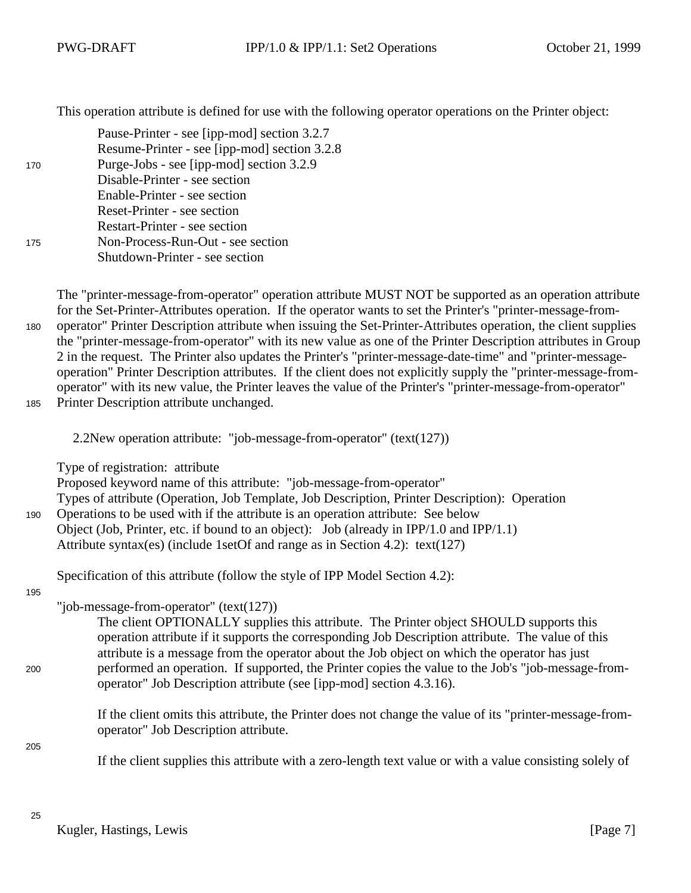This operation attribute is defined for use with the following operator operations on the Printer object:

Pause-Printer - see [ipp-mod] section 3.2.7
Resume-Printer - see [ipp-mod] section 3.2.8
Purge-Jobs - see [ipp-mod] section 3.2.9
Disable-Printer - see section
Enable-Printer - see section
Reset-Printer - see section
Restart-Printer - see section
Non-Process-Run-Out - see section
Shutdown-Printer - see section

The "printer-message-from-operator" operation attribute MUST NOT be supported as an operation attribute for the Set-Printer-Attributes operation. If the operator wants to set the Printer's "printer-message-from-operator" Printer Description attribute when issuing the Set-Printer-Attributes operation, the client supplies the "printer-message-from-operator" with its new value as one of the Printer Description attributes in Group 2 in the request. The Printer also updates the Printer's "printer-message-date-time" and "printer-message-operation" Printer Description attributes. If the client does not explicitly supply the "printer-message-from-operator" with its new value, the Printer leaves the value of the Printer's "printer-message-from-operator" Printer Description attribute unchanged.

## 2.2 New operation attribute: "job-message-from-operator" (text(127))

Type of registration: attribute
Proposed keyword name of this attribute: "job-message-from-operator"
Types of attribute (Operation, Job Template, Job Description, Printer Description): Operation
Operations to be used with if the attribute is an operation attribute: See below
Object (Job, Printer, etc. if bound to an object): Job (already in IPP/1.0 and IPP/1.1)
Attribute syntax(es) (include 1setOf and range as in Section 4.2): text(127)

Specification of this attribute (follow the style of IPP Model Section 4.2):

"job-message-from-operator" (text(127))

The client OPTIONALLY supplies this attribute. The Printer object SHOULD supports this operation attribute if it supports the corresponding Job Description attribute. The value of this attribute is a message from the operator about the Job object on which the operator has just performed an operation. If supported, the Printer copies the value to the Job's "job-message-from-operator" Job Description attribute (see [ipp-mod] section 4.3.16).

If the client omits this attribute, the Printer does not change the value of its "printer-message-from-operator" Job Description attribute.

If the client supplies this attribute with a zero-length text value or with a value consisting solely of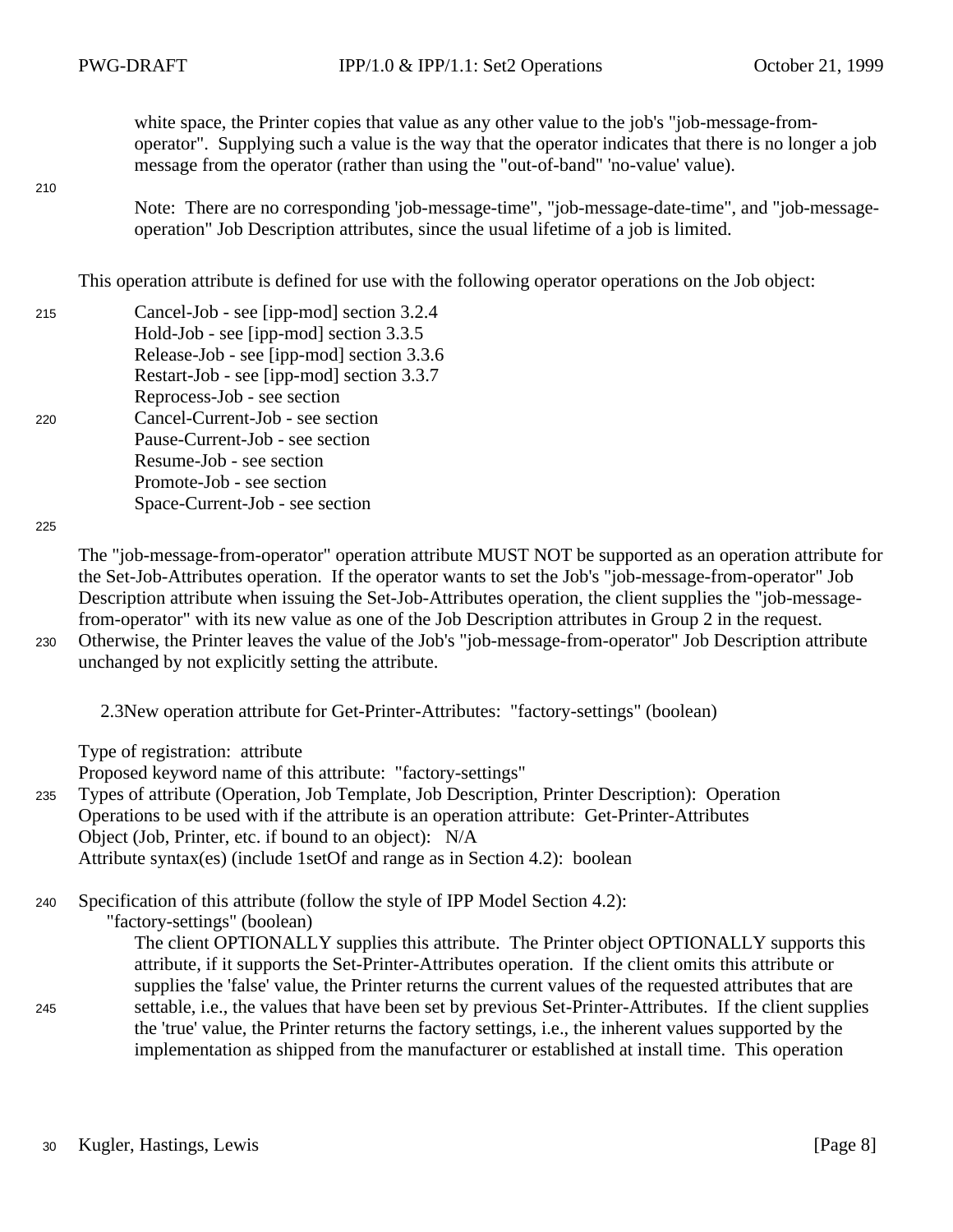white space, the Printer copies that value as any other value to the job's "job-message-from-operator". Supplying such a value is the way that the operator indicates that there is no longer a job message from the operator (rather than using the "out-of-band" 'no-value' value).

Note: There are no corresponding 'job-message-time", "job-message-date-time", and "job-message-operation" Job Description attributes, since the usual lifetime of a job is limited.

This operation attribute is defined for use with the following operator operations on the Job object:

Cancel-Job - see [ipp-mod] section 3.2.4
Hold-Job - see [ipp-mod] section 3.3.5
Release-Job - see [ipp-mod] section 3.3.6
Restart-Job - see [ipp-mod] section 3.3.7
Reprocess-Job - see section
Cancel-Current-Job - see section
Pause-Current-Job - see section
Resume-Job - see section
Promote-Job - see section
Space-Current-Job - see section

The "job-message-from-operator" operation attribute MUST NOT be supported as an operation attribute for the Set-Job-Attributes operation. If the operator wants to set the Job's "job-message-from-operator" Job Description attribute when issuing the Set-Job-Attributes operation, the client supplies the "job-message-from-operator" with its new value as one of the Job Description attributes in Group 2 in the request. Otherwise, the Printer leaves the value of the Job's "job-message-from-operator" Job Description attribute unchanged by not explicitly setting the attribute.

## 2.3 New operation attribute for Get-Printer-Attributes: "factory-settings" (boolean)

Type of registration: attribute
Proposed keyword name of this attribute: "factory-settings"
Types of attribute (Operation, Job Template, Job Description, Printer Description): Operation
Operations to be used with if the attribute is an operation attribute: Get-Printer-Attributes
Object (Job, Printer, etc. if bound to an object): N/A
Attribute syntax(es) (include 1setOf and range as in Section 4.2): boolean

Specification of this attribute (follow the style of IPP Model Section 4.2):

"factory-settings" (boolean)

The client OPTIONALLY supplies this attribute. The Printer object OPTIONALLY supports this attribute, if it supports the Set-Printer-Attributes operation. If the client omits this attribute or supplies the 'false' value, the Printer returns the current values of the requested attributes that are settable, i.e., the values that have been set by previous Set-Printer-Attributes. If the client supplies the 'true' value, the Printer returns the factory settings, i.e., the inherent values supported by the implementation as shipped from the manufacturer or established at install time. This operation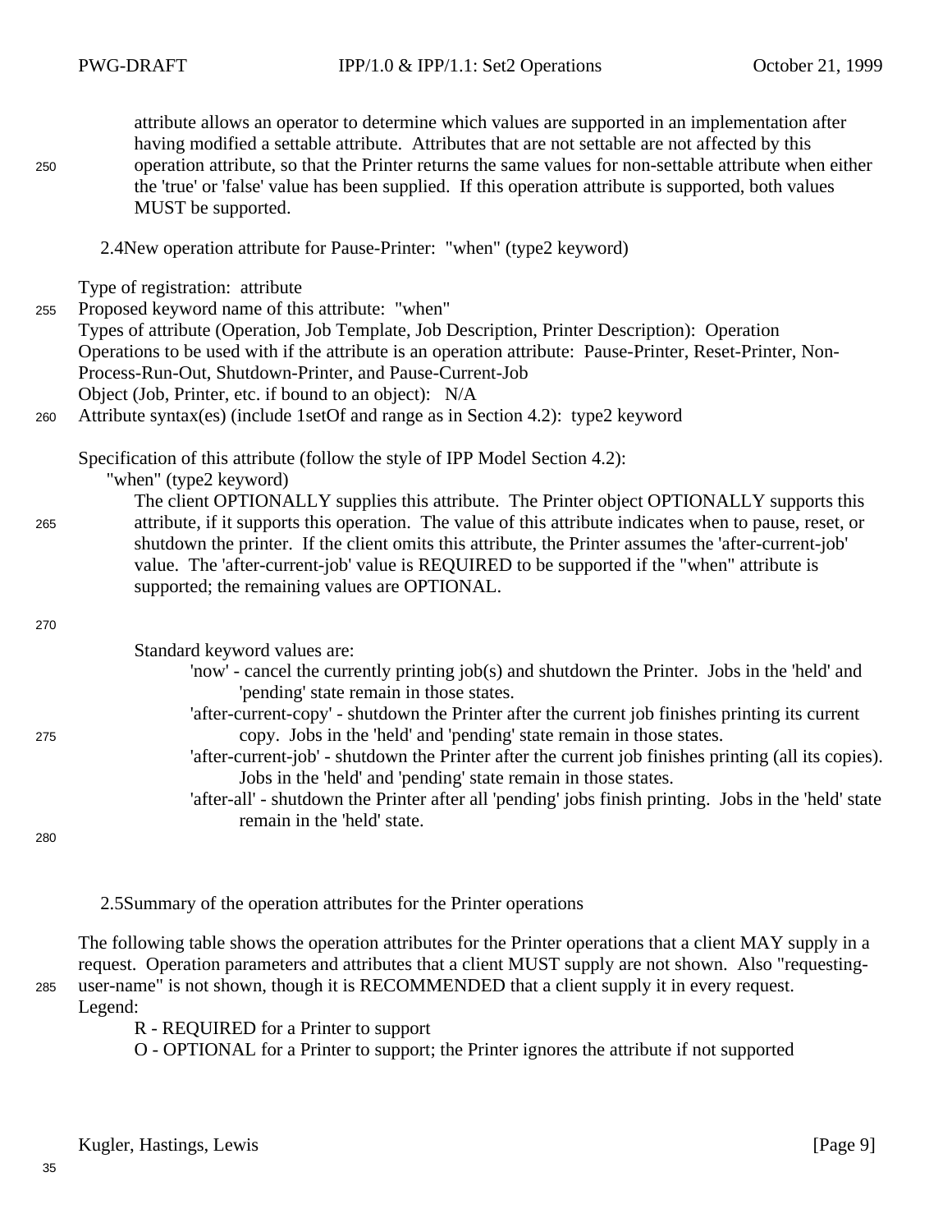attribute allows an operator to determine which values are supported in an implementation after having modified a settable attribute. Attributes that are not settable are not affected by this operation attribute, so that the Printer returns the same values for non-settable attribute when either the 'true' or 'false' value has been supplied. If this operation attribute is supported, both values MUST be supported.

## 2.4 New operation attribute for Pause-Printer: "when" (type2 keyword)

Type of registration: attribute
Proposed keyword name of this attribute: "when"
Types of attribute (Operation, Job Template, Job Description, Printer Description): Operation
Operations to be used with if the attribute is an operation attribute: Pause-Printer, Reset-Printer, Non-Process-Run-Out, Shutdown-Printer, and Pause-Current-Job
Object (Job, Printer, etc. if bound to an object): N/A
Attribute syntax(es) (include 1setOf and range as in Section 4.2): type2 keyword

Specification of this attribute (follow the style of IPP Model Section 4.2):

"when" (type2 keyword)

The client OPTIONALLY supplies this attribute. The Printer object OPTIONALLY supports this attribute, if it supports this operation. The value of this attribute indicates when to pause, reset, or shutdown the printer. If the client omits this attribute, the Printer assumes the 'after-current-job' value. The 'after-current-job' value is REQUIRED to be supported if the "when" attribute is supported; the remaining values are OPTIONAL.

Standard keyword values are:

- 'now' - cancel the currently printing job(s) and shutdown the Printer. Jobs in the 'held' and 'pending' state remain in those states.
- 'after-current-copy' - shutdown the Printer after the current job finishes printing its current copy. Jobs in the 'held' and 'pending' state remain in those states.
- 'after-current-job' - shutdown the Printer after the current job finishes printing (all its copies). Jobs in the 'held' and 'pending' state remain in those states.
- 'after-all' - shutdown the Printer after all 'pending' jobs finish printing. Jobs in the 'held' state remain in the 'held' state.

## 2.5 Summary of the operation attributes for the Printer operations

The following table shows the operation attributes for the Printer operations that a client MAY supply in a request. Operation parameters and attributes that a client MUST supply are not shown. Also "requesting-user-name" is not shown, though it is RECOMMENDED that a client supply it in every request.
Legend:

R - REQUIRED for a Printer to support
O - OPTIONAL for a Printer to support; the Printer ignores the attribute if not supported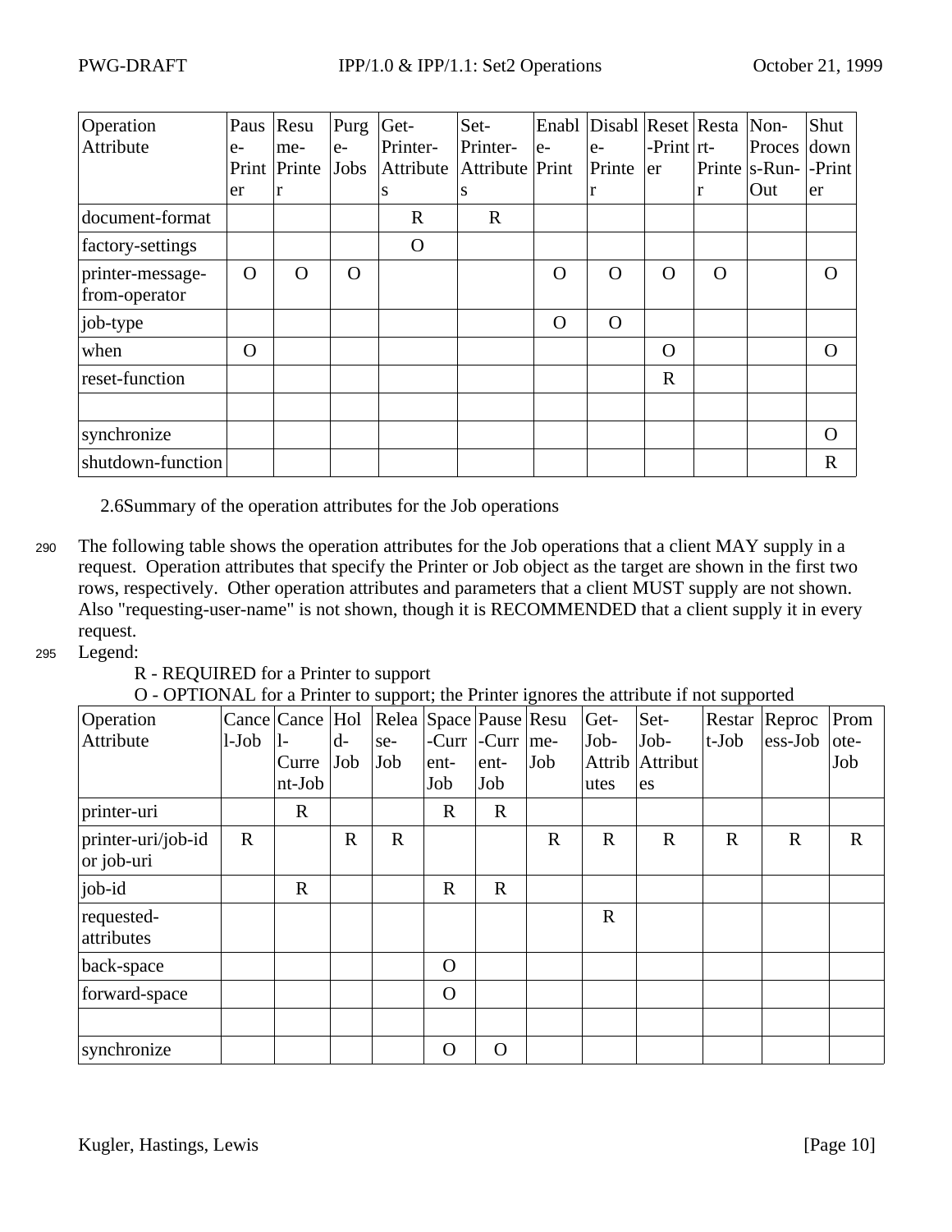| Operation Attribute | Pause-Printer | Resume-Printer | Purge-Jobs | Get-Printer-Attributes | Set-Printer-Attributes | Enable-Print | Disable-Printer | Reset-Printer | Restart-Printer | Non-Process-Run-Out | Shutdown-Printer |
|---|---|---|---|---|---|---|---|---|---|---|---|
| document-format | | | | R | R | | | | | | |
| factory-settings | | | | O | | | | | | | |
| printer-message-from-operator | O | O | O | | | O | O | O | O | | O |
| job-type | | | | | | O | O | | | | |
| when | O | | | | | | | O | | | O |
| reset-function | | | | | | | | R | | | |
| | | | | | | | | | | | |
| synchronize | | | | | | | | | | | O |
| shutdown-function | | | | | | | | | | | R |

### 2.6 Summary of the operation attributes for the Job operations

The following table shows the operation attributes for the Job operations that a client MAY supply in a request. Operation attributes that specify the Printer or Job object as the target are shown in the first two rows, respectively. Other operation attributes and parameters that a client MUST supply are not shown. Also "requesting-user-name" is not shown, though it is RECOMMENDED that a client supply it in every request.

Legend:

R - REQUIRED for a Printer to support

O - OPTIONAL for a Printer to support; the Printer ignores the attribute if not supported

| Operation Attribute | Cancel-Job | Cancel-Current-Job | Hold-Job | Release-Job | Space-Current-Job | Pause-Current-Job | Resume-Job | Get-Job-Attributes | Set-Job-Attributes | Restart-Job | Reprocess-Job | Promote-Job |
|---|---|---|---|---|---|---|---|---|---|---|---|---|
| printer-uri | | R | | | R | R | | | | | | |
| printer-uri/job-id or job-uri | R | | R | R | | | R | R | R | R | R | R |
| job-id | | R | | | R | R | | | | | | |
| requested-attributes | | | | | | | | R | | | | |
| back-space | | | | | O | | | | | | | |
| forward-space | | | | | O | | | | | | | |
| | | | | | | | | | | | | |
| synchronize | | | | | O | O | | | | | | |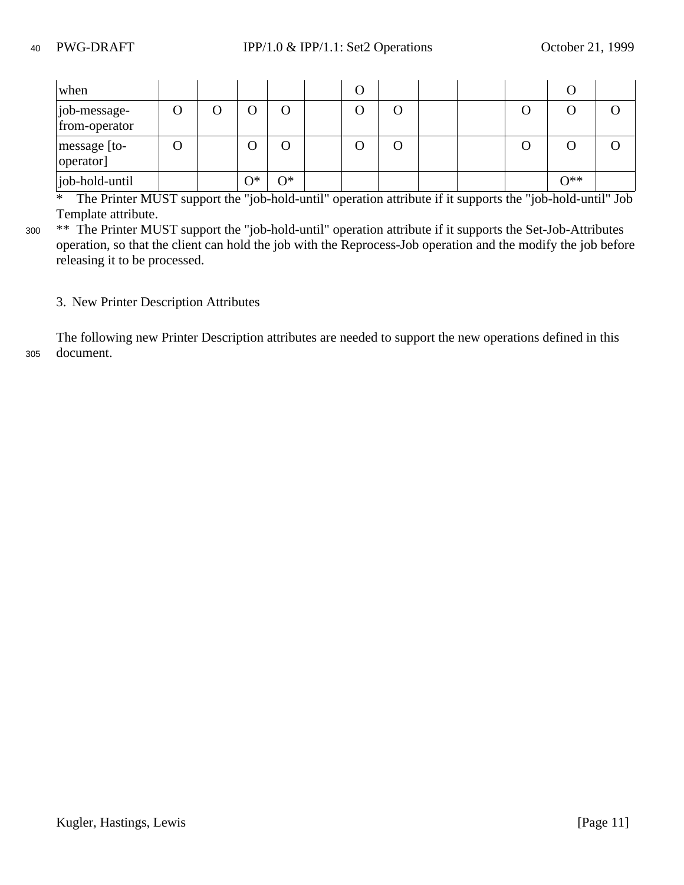| | | | | | | | | | | | | |
|---|---|---|---|---|---|---|---|---|---|---|---|---|
| when | | | | | | O | | | | | O | |
| job-message-from-operator | O | O | O | O | | O | O | | | O | O | O |
| message [to-operator] | O | | O | O | | O | O | | | O | O | O |
| job-hold-until | | | O* | O* | | | | | | | O** | |

\* The Printer MUST support the "job-hold-until" operation attribute if it supports the "job-hold-until" Job Template attribute.

\*\* The Printer MUST support the "job-hold-until" operation attribute if it supports the Set-Job-Attributes operation, so that the client can hold the job with the Reprocess-Job operation and the modify the job before releasing it to be processed.

## 3. New Printer Description Attributes

The following new Printer Description attributes are needed to support the new operations defined in this document.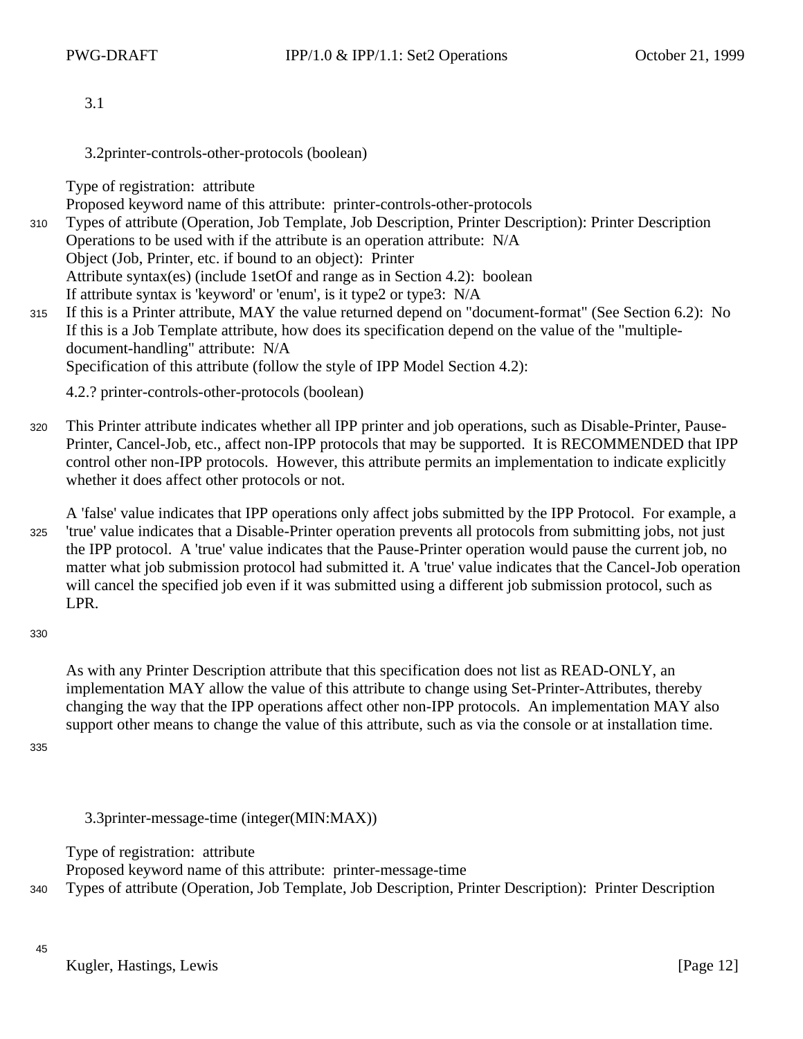### 3.1

### 3.2printer-controls-other-protocols (boolean)

Type of registration: attribute
Proposed keyword name of this attribute: printer-controls-other-protocols
Types of attribute (Operation, Job Template, Job Description, Printer Description): Printer Description
Operations to be used with if the attribute is an operation attribute: N/A
Object (Job, Printer, etc. if bound to an object): Printer
Attribute syntax(es) (include 1setOf and range as in Section 4.2): boolean
If attribute syntax is 'keyword' or 'enum', is it type2 or type3: N/A
If this is a Printer attribute, MAY the value returned depend on "document-format" (See Section 6.2): No
If this is a Job Template attribute, how does its specification depend on the value of the "multiple-document-handling" attribute: N/A
Specification of this attribute (follow the style of IPP Model Section 4.2):

4.2.? printer-controls-other-protocols (boolean)

This Printer attribute indicates whether all IPP printer and job operations, such as Disable-Printer, Pause-Printer, Cancel-Job, etc., affect non-IPP protocols that may be supported. It is RECOMMENDED that IPP control other non-IPP protocols. However, this attribute permits an implementation to indicate explicitly whether it does affect other protocols or not.

A 'false' value indicates that IPP operations only affect jobs submitted by the IPP Protocol. For example, a 'true' value indicates that a Disable-Printer operation prevents all protocols from submitting jobs, not just the IPP protocol. A 'true' value indicates that the Pause-Printer operation would pause the current job, no matter what job submission protocol had submitted it. A 'true' value indicates that the Cancel-Job operation will cancel the specified job even if it was submitted using a different job submission protocol, such as LPR.

As with any Printer Description attribute that this specification does not list as READ-ONLY, an implementation MAY allow the value of this attribute to change using Set-Printer-Attributes, thereby changing the way that the IPP operations affect other non-IPP protocols. An implementation MAY also support other means to change the value of this attribute, such as via the console or at installation time.

### 3.3printer-message-time (integer(MIN:MAX))

Type of registration: attribute
Proposed keyword name of this attribute: printer-message-time
Types of attribute (Operation, Job Template, Job Description, Printer Description): Printer Description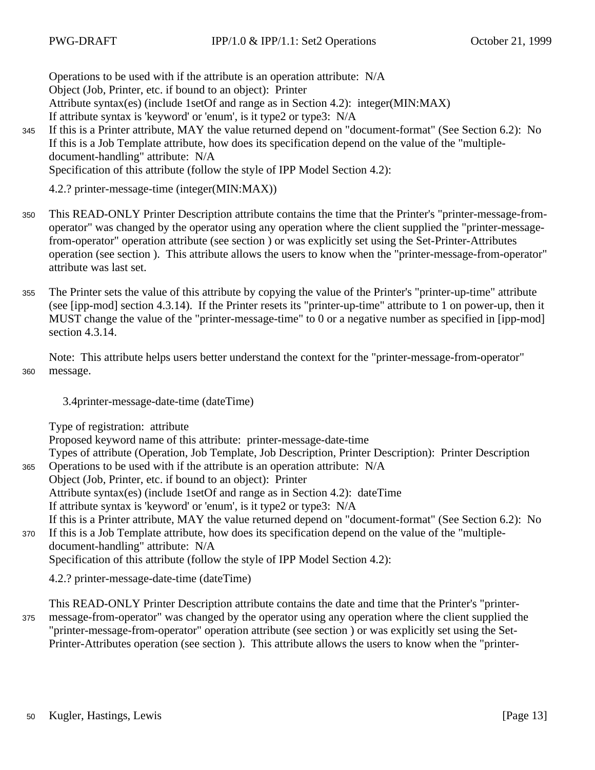Operations to be used with if the attribute is an operation attribute: N/A
Object (Job, Printer, etc. if bound to an object): Printer
Attribute syntax(es) (include 1setOf and range as in Section 4.2): integer(MIN:MAX)
If attribute syntax is 'keyword' or 'enum', is it type2 or type3: N/A
If this is a Printer attribute, MAY the value returned depend on "document-format" (See Section 6.2): No
If this is a Job Template attribute, how does its specification depend on the value of the "multiple-document-handling" attribute: N/A
Specification of this attribute (follow the style of IPP Model Section 4.2):

4.2.? printer-message-time (integer(MIN:MAX))

This READ-ONLY Printer Description attribute contains the time that the Printer's "printer-message-from-operator" was changed by the operator using any operation where the client supplied the "printer-message-from-operator" operation attribute (see section ) or was explicitly set using the Set-Printer-Attributes operation (see section ). This attribute allows the users to know when the "printer-message-from-operator" attribute was last set.

The Printer sets the value of this attribute by copying the value of the Printer's "printer-up-time" attribute (see [ipp-mod] section 4.3.14). If the Printer resets its "printer-up-time" attribute to 1 on power-up, then it MUST change the value of the "printer-message-time" to 0 or a negative number as specified in [ipp-mod] section 4.3.14.

Note: This attribute helps users better understand the context for the "printer-message-from-operator" message.

### 3.4 printer-message-date-time (dateTime)

Type of registration: attribute
Proposed keyword name of this attribute: printer-message-date-time
Types of attribute (Operation, Job Template, Job Description, Printer Description): Printer Description
Operations to be used with if the attribute is an operation attribute: N/A
Object (Job, Printer, etc. if bound to an object): Printer
Attribute syntax(es) (include 1setOf and range as in Section 4.2): dateTime
If attribute syntax is 'keyword' or 'enum', is it type2 or type3: N/A
If this is a Printer attribute, MAY the value returned depend on "document-format" (See Section 6.2): No
If this is a Job Template attribute, how does its specification depend on the value of the "multiple-document-handling" attribute: N/A
Specification of this attribute (follow the style of IPP Model Section 4.2):

4.2.? printer-message-date-time (dateTime)

This READ-ONLY Printer Description attribute contains the date and time that the Printer's "printer-message-from-operator" was changed by the operator using any operation where the client supplied the "printer-message-from-operator" operation attribute (see section ) or was explicitly set using the Set-Printer-Attributes operation (see section ). This attribute allows the users to know when the "printer-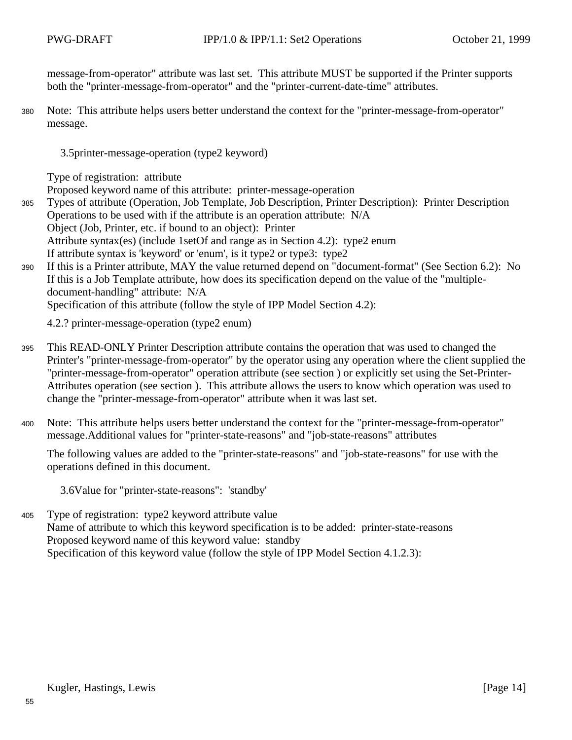message-from-operator" attribute was last set. This attribute MUST be supported if the Printer supports both the "printer-message-from-operator" and the "printer-current-date-time" attributes.

Note: This attribute helps users better understand the context for the "printer-message-from-operator" message.

### 3.5printer-message-operation (type2 keyword)

Type of registration: attribute
Proposed keyword name of this attribute: printer-message-operation
Types of attribute (Operation, Job Template, Job Description, Printer Description): Printer Description
Operations to be used with if the attribute is an operation attribute: N/A
Object (Job, Printer, etc. if bound to an object): Printer
Attribute syntax(es) (include 1setOf and range as in Section 4.2): type2 enum
If attribute syntax is 'keyword' or 'enum', is it type2 or type3: type2
If this is a Printer attribute, MAY the value returned depend on "document-format" (See Section 6.2): No
If this is a Job Template attribute, how does its specification depend on the value of the "multiple-document-handling" attribute: N/A
Specification of this attribute (follow the style of IPP Model Section 4.2):

4.2.? printer-message-operation (type2 enum)

This READ-ONLY Printer Description attribute contains the operation that was used to changed the Printer's "printer-message-from-operator" by the operator using any operation where the client supplied the "printer-message-from-operator" operation attribute (see section ) or explicitly set using the Set-Printer-Attributes operation (see section ). This attribute allows the users to know which operation was used to change the "printer-message-from-operator" attribute when it was last set.

Note: This attribute helps users better understand the context for the "printer-message-from-operator" message.Additional values for "printer-state-reasons" and "job-state-reasons" attributes

The following values are added to the "printer-state-reasons" and "job-state-reasons" for use with the operations defined in this document.

### 3.6Value for "printer-state-reasons": 'standby'

Type of registration: type2 keyword attribute value
Name of attribute to which this keyword specification is to be added: printer-state-reasons
Proposed keyword name of this keyword value: standby
Specification of this keyword value (follow the style of IPP Model Section 4.1.2.3):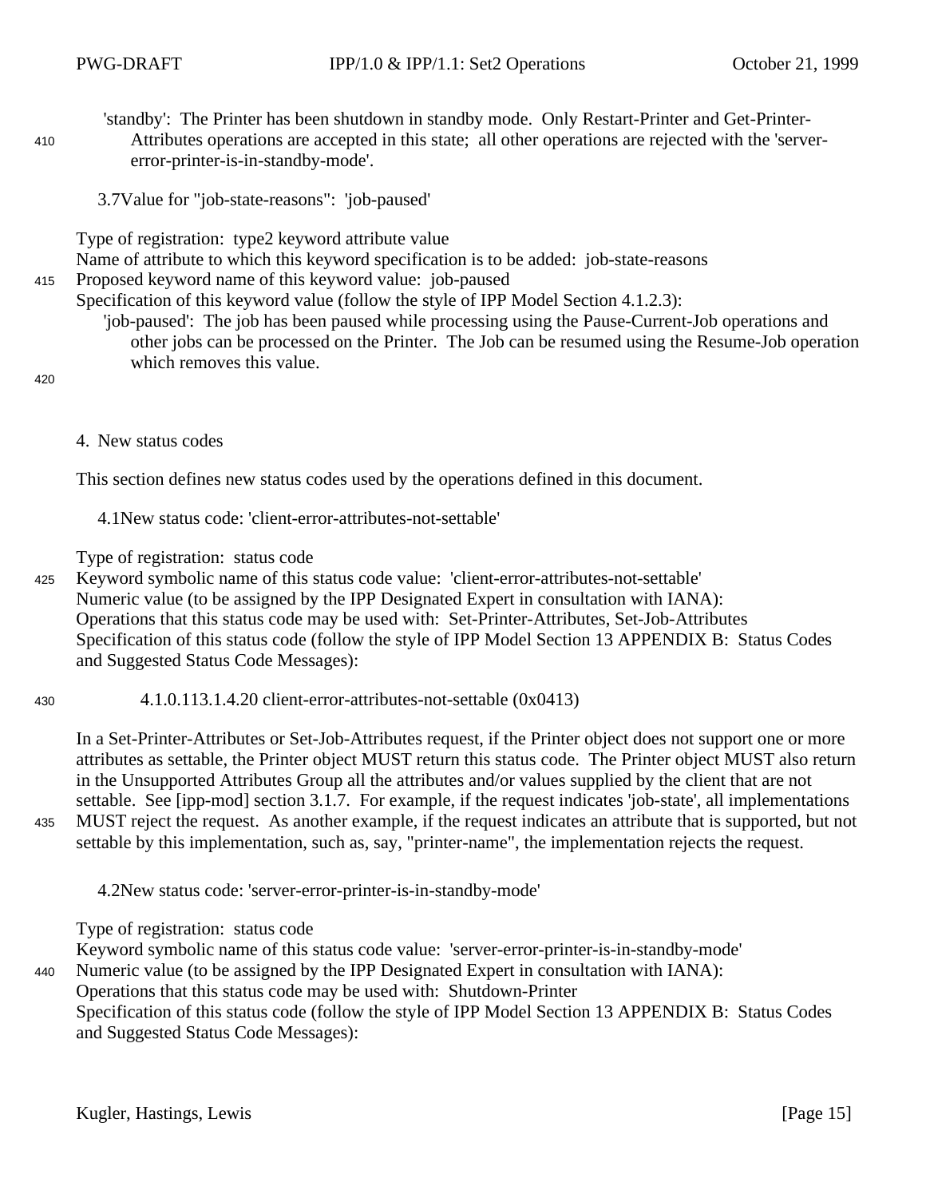'standby': The Printer has been shutdown in standby mode. Only Restart-Printer and Get-Printer-Attributes operations are accepted in this state; all other operations are rejected with the 'server-error-printer-is-in-standby-mode'.

### 3.7 Value for "job-state-reasons": 'job-paused'

Type of registration: type2 keyword attribute value
Name of attribute to which this keyword specification is to be added: job-state-reasons
Proposed keyword name of this keyword value: job-paused
Specification of this keyword value (follow the style of IPP Model Section 4.1.2.3):

'job-paused': The job has been paused while processing using the Pause-Current-Job operations and other jobs can be processed on the Printer. The Job can be resumed using the Resume-Job operation which removes this value.

## 4. New status codes

This section defines new status codes used by the operations defined in this document.

### 4.1 New status code: 'client-error-attributes-not-settable'

Type of registration: status code
Keyword symbolic name of this status code value: 'client-error-attributes-not-settable'
Numeric value (to be assigned by the IPP Designated Expert in consultation with IANA):
Operations that this status code may be used with: Set-Printer-Attributes, Set-Job-Attributes
Specification of this status code (follow the style of IPP Model Section 13 APPENDIX B: Status Codes and Suggested Status Code Messages):

#### 4.1.0.113.1.4.20 client-error-attributes-not-settable (0x0413)

In a Set-Printer-Attributes or Set-Job-Attributes request, if the Printer object does not support one or more attributes as settable, the Printer object MUST return this status code. The Printer object MUST also return in the Unsupported Attributes Group all the attributes and/or values supplied by the client that are not settable. See [ipp-mod] section 3.1.7. For example, if the request indicates 'job-state', all implementations MUST reject the request. As another example, if the request indicates an attribute that is supported, but not settable by this implementation, such as, say, "printer-name", the implementation rejects the request.

### 4.2 New status code: 'server-error-printer-is-in-standby-mode'

Type of registration: status code
Keyword symbolic name of this status code value: 'server-error-printer-is-in-standby-mode'
Numeric value (to be assigned by the IPP Designated Expert in consultation with IANA):
Operations that this status code may be used with: Shutdown-Printer
Specification of this status code (follow the style of IPP Model Section 13 APPENDIX B: Status Codes and Suggested Status Code Messages):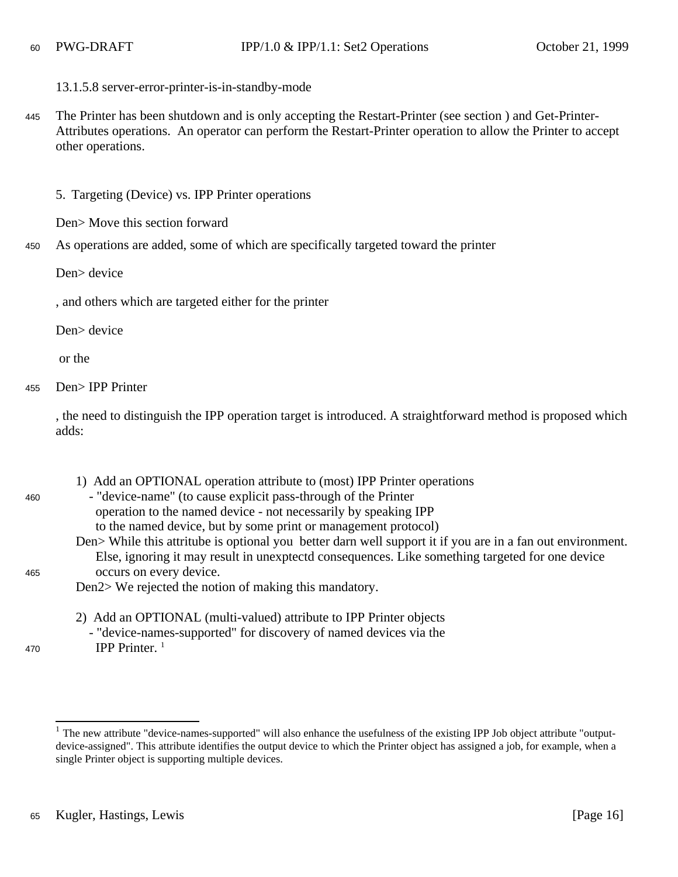13.1.5.8 server-error-printer-is-in-standby-mode

The Printer has been shutdown and is only accepting the Restart-Printer (see section ) and Get-Printer-Attributes operations. An operator can perform the Restart-Printer operation to allow the Printer to accept other operations.

5. Targeting (Device) vs. IPP Printer operations

Den> Move this section forward

As operations are added, some of which are specifically targeted toward the printer

Den> device

, and others which are targeted either for the printer

Den> device

 or the

Den> IPP Printer

, the need to distinguish the IPP operation target is introduced. A straightforward method is proposed which adds:

```
    1)  Add an OPTIONAL operation attribute to (most) IPP Printer operations
       - "device-name" (to cause explicit pass-through of the Printer
         operation to the named device - not necessarily by speaking IPP
         to the named device, but by some print or management protocol)
    Den> While this attritube is optional you  better darn well support it if you are in a fan out environment.
         Else, ignoring it may result in unexptectd consequences. Like something targeted for one device
         occurs on every device.
    Den2> We rejected the notion of making this mandatory.

    2)  Add an OPTIONAL (multi-valued) attribute to IPP Printer objects
       - "device-names-supported" for discovery of named devices via the
         IPP Printer. [1]
```

[1] The new attribute "device-names-supported" will also enhance the usefulness of the existing IPP Job object attribute "output-device-assigned". This attribute identifies the output device to which the Printer object has assigned a job, for example, when a single Printer object is supporting multiple devices.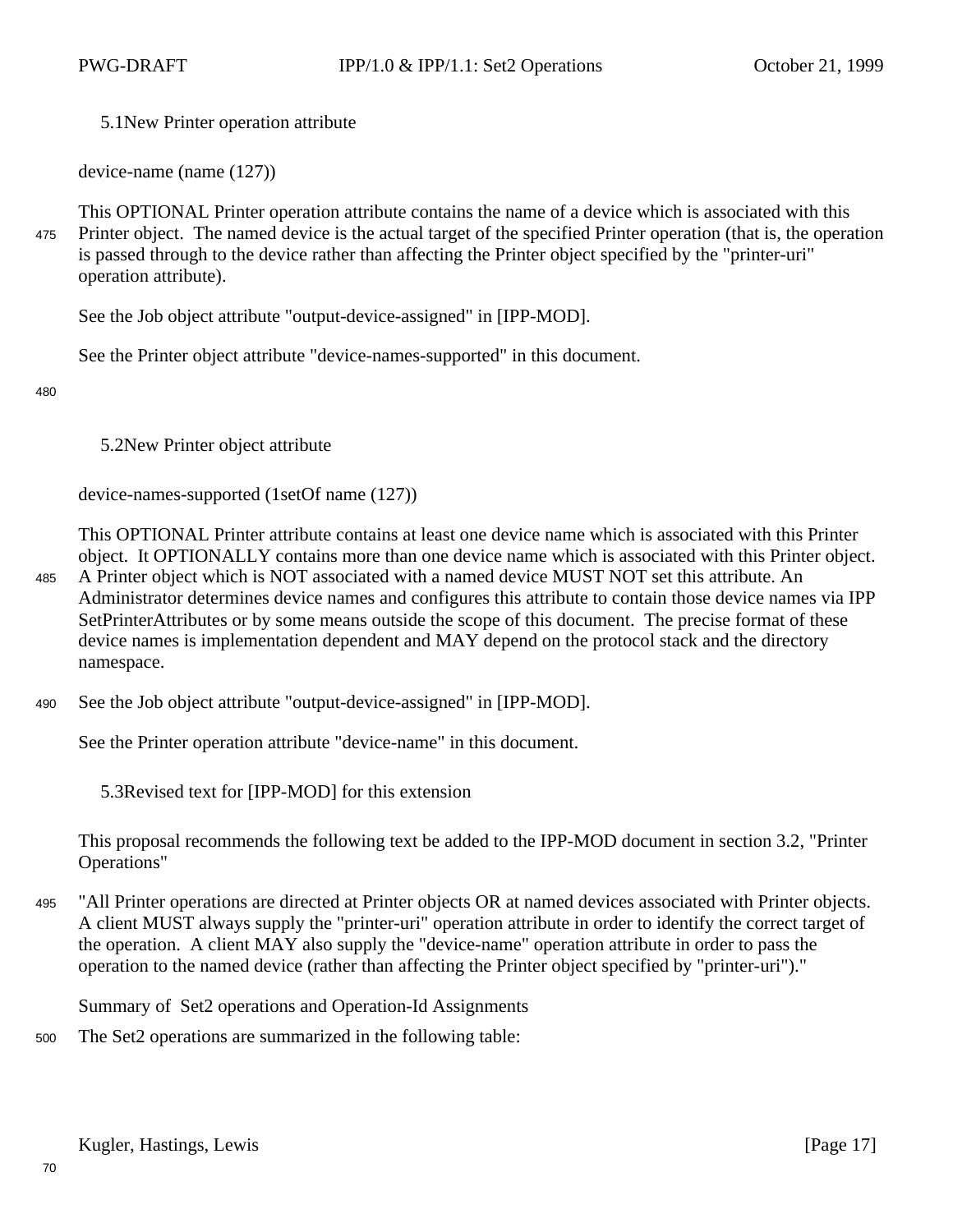### 5.1 New Printer operation attribute

device-name (name (127))

This OPTIONAL Printer operation attribute contains the name of a device which is associated with this Printer object. The named device is the actual target of the specified Printer operation (that is, the operation is passed through to the device rather than affecting the Printer object specified by the "printer-uri" operation attribute).

See the Job object attribute "output-device-assigned" in [IPP-MOD].

See the Printer object attribute "device-names-supported" in this document.

### 5.2 New Printer object attribute

device-names-supported (1setOf name (127))

This OPTIONAL Printer attribute contains at least one device name which is associated with this Printer object. It OPTIONALLY contains more than one device name which is associated with this Printer object. A Printer object which is NOT associated with a named device MUST NOT set this attribute. An Administrator determines device names and configures this attribute to contain those device names via IPP SetPrinterAttributes or by some means outside the scope of this document. The precise format of these device names is implementation dependent and MAY depend on the protocol stack and the directory namespace.

See the Job object attribute "output-device-assigned" in [IPP-MOD].

See the Printer operation attribute "device-name" in this document.

### 5.3 Revised text for [IPP-MOD] for this extension

This proposal recommends the following text be added to the IPP-MOD document in section 3.2, "Printer Operations"

"All Printer operations are directed at Printer objects OR at named devices associated with Printer objects. A client MUST always supply the "printer-uri" operation attribute in order to identify the correct target of the operation. A client MAY also supply the "device-name" operation attribute in order to pass the operation to the named device (rather than affecting the Printer object specified by "printer-uri")."

## Summary of Set2 operations and Operation-Id Assignments

The Set2 operations are summarized in the following table: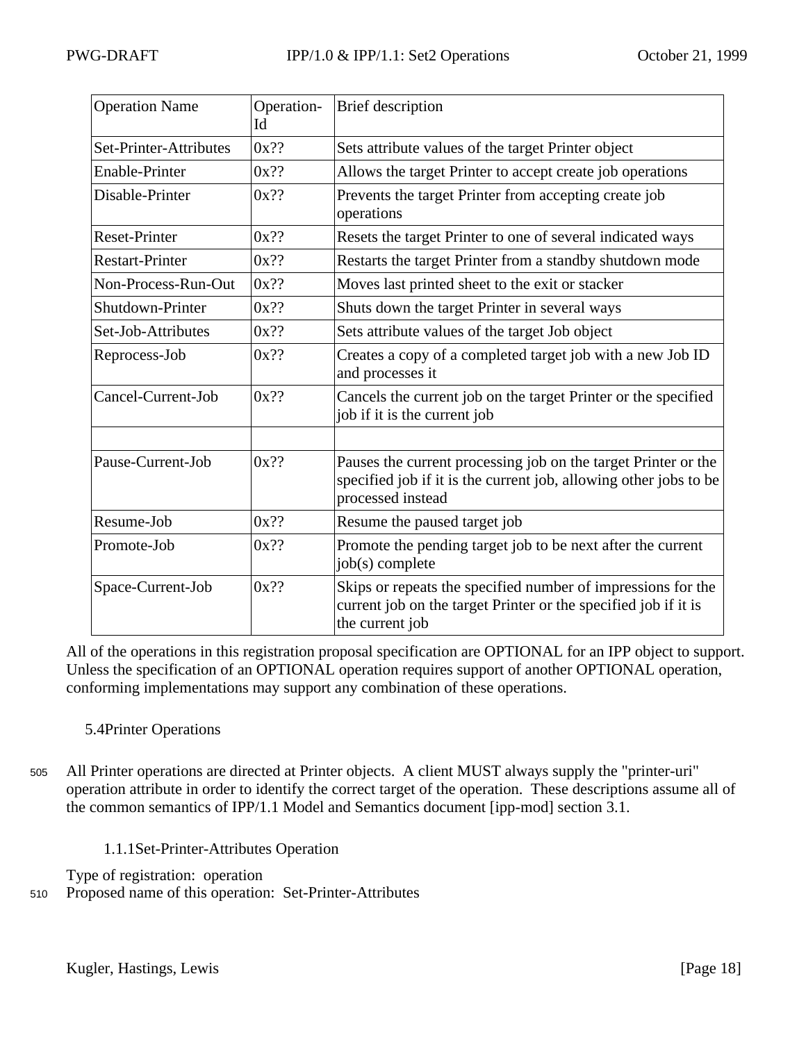| Operation Name | Operation-Id | Brief description |
|---|---|---|
| Set-Printer-Attributes | 0x?? | Sets attribute values of the target Printer object |
| Enable-Printer | 0x?? | Allows the target Printer to accept create job operations |
| Disable-Printer | 0x?? | Prevents the target Printer from accepting create job operations |
| Reset-Printer | 0x?? | Resets the target Printer to one of several indicated ways |
| Restart-Printer | 0x?? | Restarts the target Printer from a standby shutdown mode |
| Non-Process-Run-Out | 0x?? | Moves last printed sheet to the exit or stacker |
| Shutdown-Printer | 0x?? | Shuts down the target Printer in several ways |
| Set-Job-Attributes | 0x?? | Sets attribute values of the target Job object |
| Reprocess-Job | 0x?? | Creates a copy of a completed target job with a new Job ID and processes it |
| Cancel-Current-Job | 0x?? | Cancels the current job on the target Printer or the specified job if it is the current job |
| | | |
| Pause-Current-Job | 0x?? | Pauses the current processing job on the target Printer or the specified job if it is the current job, allowing other jobs to be processed instead |
| Resume-Job | 0x?? | Resume the paused target job |
| Promote-Job | 0x?? | Promote the pending target job to be next after the current job(s) complete |
| Space-Current-Job | 0x?? | Skips or repeats the specified number of impressions for the current job on the target Printer or the specified job if it is the current job |

All of the operations in this registration proposal specification are OPTIONAL for an IPP object to support. Unless the specification of an OPTIONAL operation requires support of another OPTIONAL operation, conforming implementations may support any combination of these operations.

## 5.4 Printer Operations

All Printer operations are directed at Printer objects. A client MUST always supply the "printer-uri" operation attribute in order to identify the correct target of the operation. These descriptions assume all of the common semantics of IPP/1.1 Model and Semantics document [ipp-mod] section 3.1.

### 1.1.1 Set-Printer-Attributes Operation

Type of registration: operation
Proposed name of this operation: Set-Printer-Attributes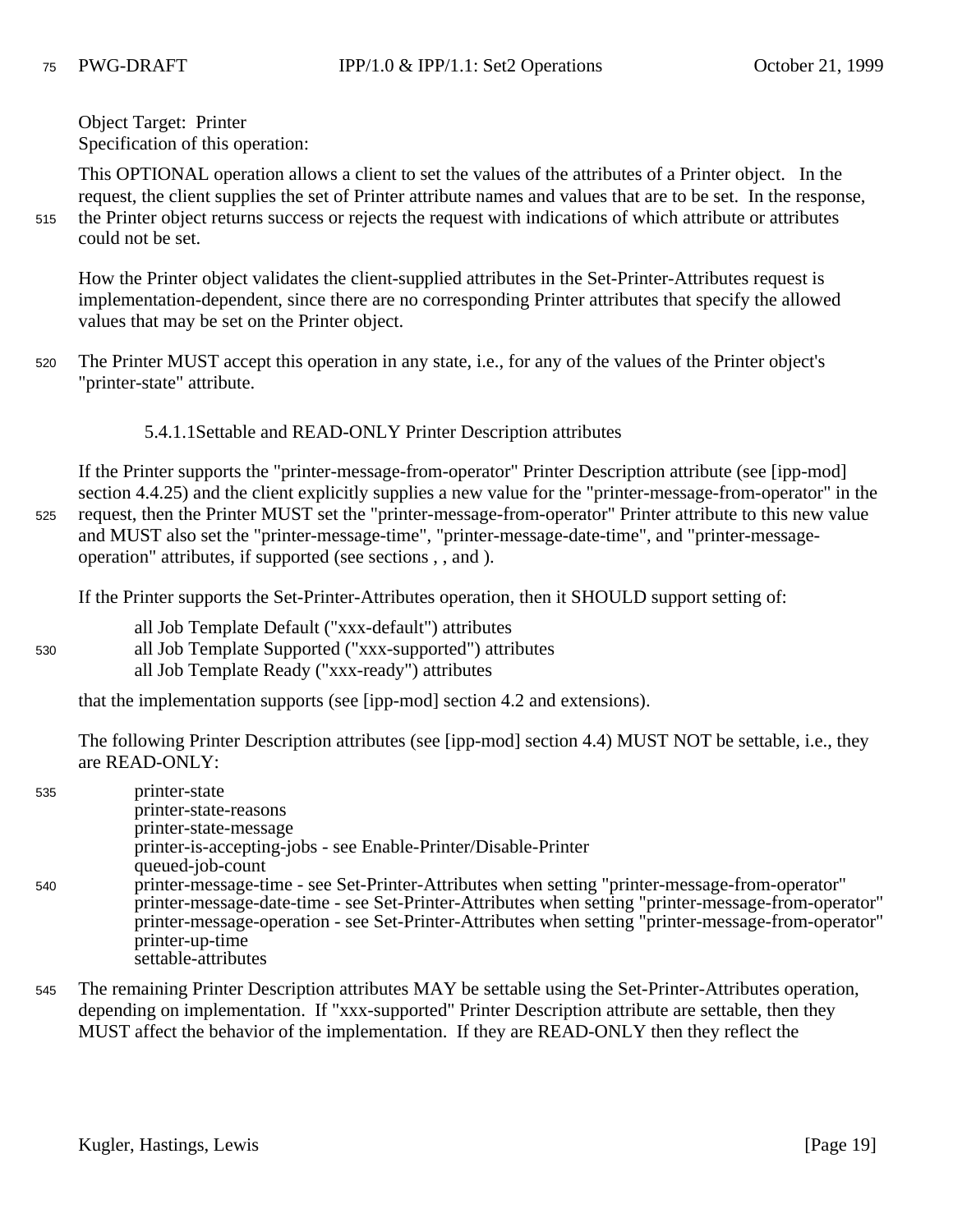Object Target: Printer
Specification of this operation:

This OPTIONAL operation allows a client to set the values of the attributes of a Printer object. In the request, the client supplies the set of Printer attribute names and values that are to be set. In the response, the Printer object returns success or rejects the request with indications of which attribute or attributes could not be set.

How the Printer object validates the client-supplied attributes in the Set-Printer-Attributes request is implementation-dependent, since there are no corresponding Printer attributes that specify the allowed values that may be set on the Printer object.

The Printer MUST accept this operation in any state, i.e., for any of the values of the Printer object's "printer-state" attribute.

##### 5.4.1.1 Settable and READ-ONLY Printer Description attributes

If the Printer supports the "printer-message-from-operator" Printer Description attribute (see [ipp-mod] section 4.4.25) and the client explicitly supplies a new value for the "printer-message-from-operator" in the request, then the Printer MUST set the "printer-message-from-operator" Printer attribute to this new value and MUST also set the "printer-message-time", "printer-message-date-time", and "printer-message-operation" attributes, if supported (see sections , , and ).

If the Printer supports the Set-Printer-Attributes operation, then it SHOULD support setting of:

all Job Template Default ("xxx-default") attributes
all Job Template Supported ("xxx-supported") attributes
all Job Template Ready ("xxx-ready") attributes

that the implementation supports (see [ipp-mod] section 4.2 and extensions).

The following Printer Description attributes (see [ipp-mod] section 4.4) MUST NOT be settable, i.e., they are READ-ONLY:

printer-state
printer-state-reasons
printer-state-message
printer-is-accepting-jobs - see Enable-Printer/Disable-Printer
queued-job-count
printer-message-time - see Set-Printer-Attributes when setting "printer-message-from-operator"
printer-message-date-time - see Set-Printer-Attributes when setting "printer-message-from-operator"
printer-message-operation - see Set-Printer-Attributes when setting "printer-message-from-operator"
printer-up-time
settable-attributes

The remaining Printer Description attributes MAY be settable using the Set-Printer-Attributes operation, depending on implementation. If "xxx-supported" Printer Description attribute are settable, then they MUST affect the behavior of the implementation. If they are READ-ONLY then they reflect the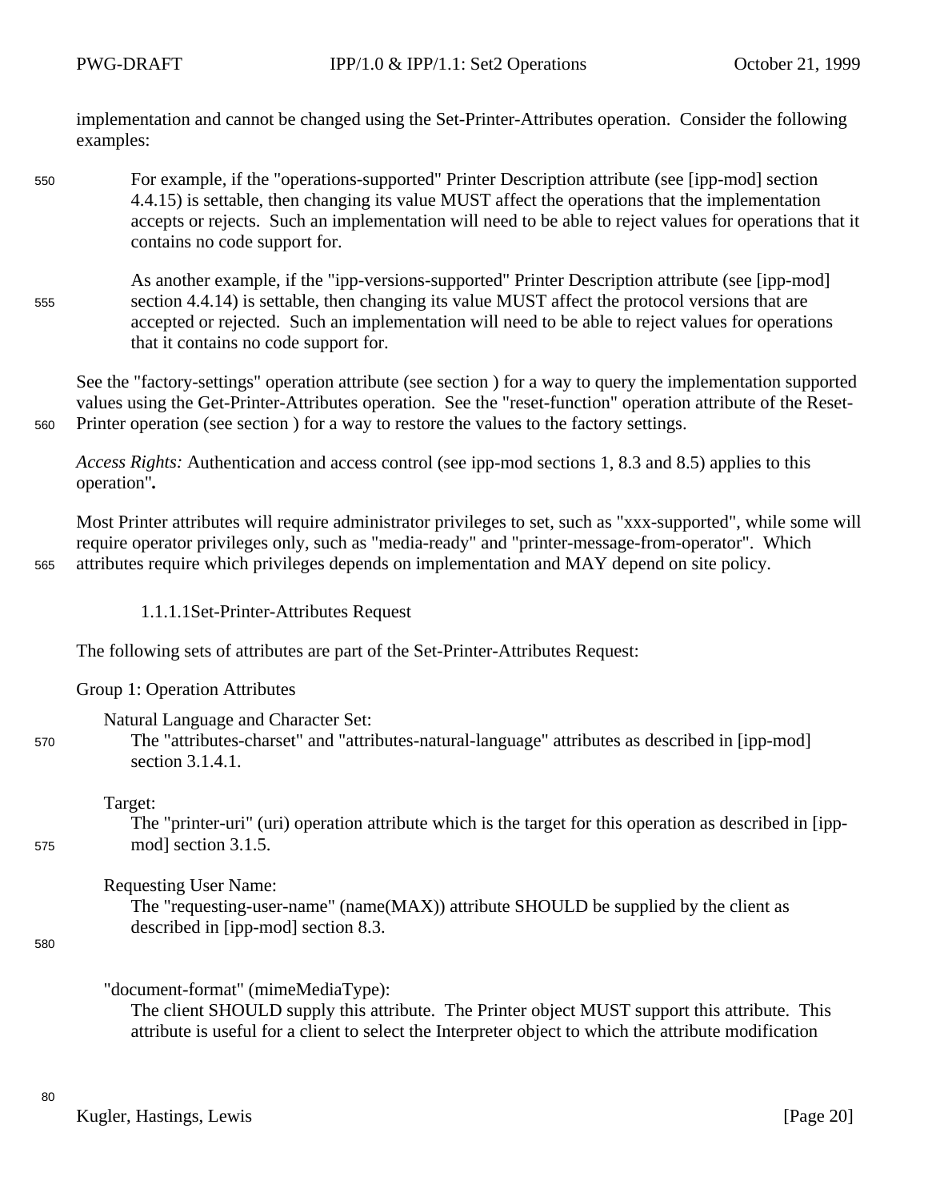implementation and cannot be changed using the Set-Printer-Attributes operation. Consider the following examples:

For example, if the "operations-supported" Printer Description attribute (see [ipp-mod] section 4.4.15) is settable, then changing its value MUST affect the operations that the implementation accepts or rejects. Such an implementation will need to be able to reject values for operations that it contains no code support for.

As another example, if the "ipp-versions-supported" Printer Description attribute (see [ipp-mod] section 4.4.14) is settable, then changing its value MUST affect the protocol versions that are accepted or rejected. Such an implementation will need to be able to reject values for operations that it contains no code support for.

See the "factory-settings" operation attribute (see section ) for a way to query the implementation supported values using the Get-Printer-Attributes operation. See the "reset-function" operation attribute of the Reset-Printer operation (see section ) for a way to restore the values to the factory settings.

*Access Rights:* Authentication and access control (see ipp-mod sections 1, 8.3 and 8.5) applies to this operation"**.**

Most Printer attributes will require administrator privileges to set, such as "xxx-supported", while some will require operator privileges only, such as "media-ready" and "printer-message-from-operator". Which attributes require which privileges depends on implementation and MAY depend on site policy.

#### 1.1.1.1 Set-Printer-Attributes Request

The following sets of attributes are part of the Set-Printer-Attributes Request:

Group 1: Operation Attributes

Natural Language and Character Set:
The "attributes-charset" and "attributes-natural-language" attributes as described in [ipp-mod] section 3.1.4.1.

Target:
The "printer-uri" (uri) operation attribute which is the target for this operation as described in [ipp-mod] section 3.1.5.

Requesting User Name:
The "requesting-user-name" (name(MAX)) attribute SHOULD be supplied by the client as described in [ipp-mod] section 8.3.

"document-format" (mimeMediaType):
The client SHOULD supply this attribute. The Printer object MUST support this attribute. This attribute is useful for a client to select the Interpreter object to which the attribute modification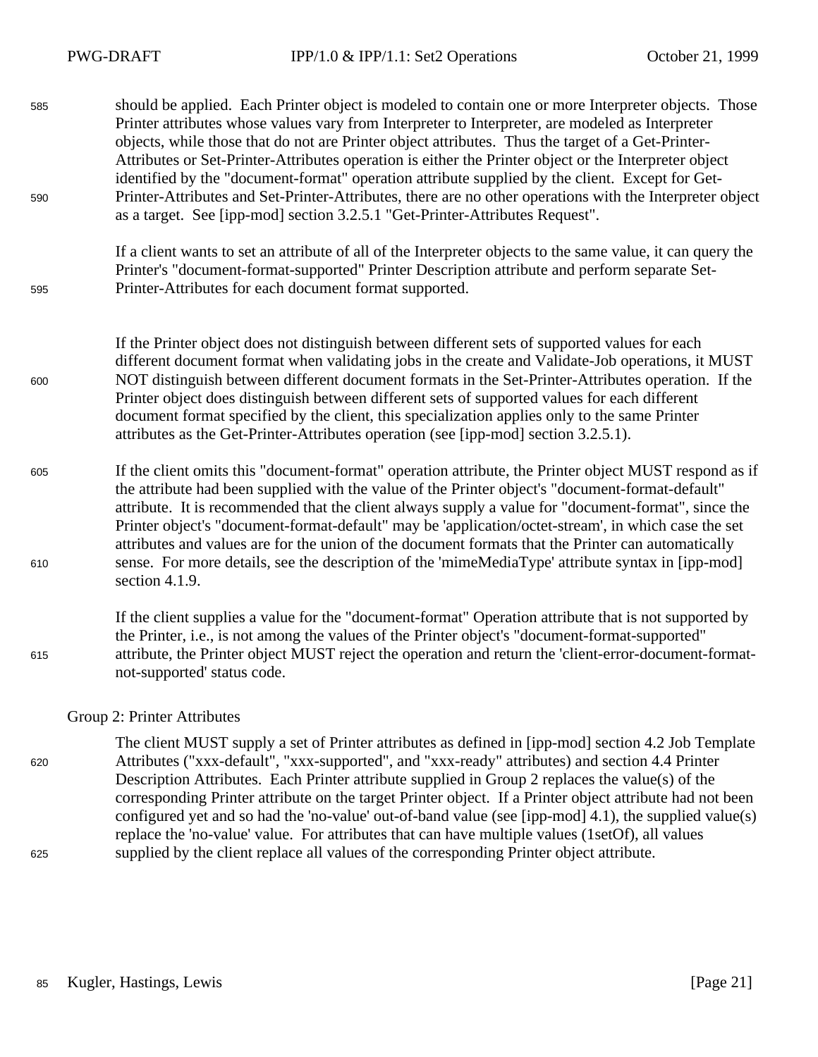should be applied. Each Printer object is modeled to contain one or more Interpreter objects. Those Printer attributes whose values vary from Interpreter to Interpreter, are modeled as Interpreter objects, while those that do not are Printer object attributes. Thus the target of a Get-Printer-Attributes or Set-Printer-Attributes operation is either the Printer object or the Interpreter object identified by the "document-format" operation attribute supplied by the client. Except for Get-Printer-Attributes and Set-Printer-Attributes, there are no other operations with the Interpreter object as a target. See [ipp-mod] section 3.2.5.1 "Get-Printer-Attributes Request".

If a client wants to set an attribute of all of the Interpreter objects to the same value, it can query the Printer's "document-format-supported" Printer Description attribute and perform separate Set-Printer-Attributes for each document format supported.

If the Printer object does not distinguish between different sets of supported values for each different document format when validating jobs in the create and Validate-Job operations, it MUST NOT distinguish between different document formats in the Set-Printer-Attributes operation. If the Printer object does distinguish between different sets of supported values for each different document format specified by the client, this specialization applies only to the same Printer attributes as the Get-Printer-Attributes operation (see [ipp-mod] section 3.2.5.1).

If the client omits this "document-format" operation attribute, the Printer object MUST respond as if the attribute had been supplied with the value of the Printer object's "document-format-default" attribute. It is recommended that the client always supply a value for "document-format", since the Printer object's "document-format-default" may be 'application/octet-stream', in which case the set attributes and values are for the union of the document formats that the Printer can automatically sense. For more details, see the description of the 'mimeMediaType' attribute syntax in [ipp-mod] section 4.1.9.

If the client supplies a value for the "document-format" Operation attribute that is not supported by the Printer, i.e., is not among the values of the Printer object's "document-format-supported" attribute, the Printer object MUST reject the operation and return the 'client-error-document-format-not-supported' status code.

Group 2: Printer Attributes

The client MUST supply a set of Printer attributes as defined in [ipp-mod] section 4.2 Job Template Attributes ("xxx-default", "xxx-supported", and "xxx-ready" attributes) and section 4.4 Printer Description Attributes. Each Printer attribute supplied in Group 2 replaces the value(s) of the corresponding Printer attribute on the target Printer object. If a Printer object attribute had not been configured yet and so had the 'no-value' out-of-band value (see [ipp-mod] 4.1), the supplied value(s) replace the 'no-value' value. For attributes that can have multiple values (1setOf), all values supplied by the client replace all values of the corresponding Printer object attribute.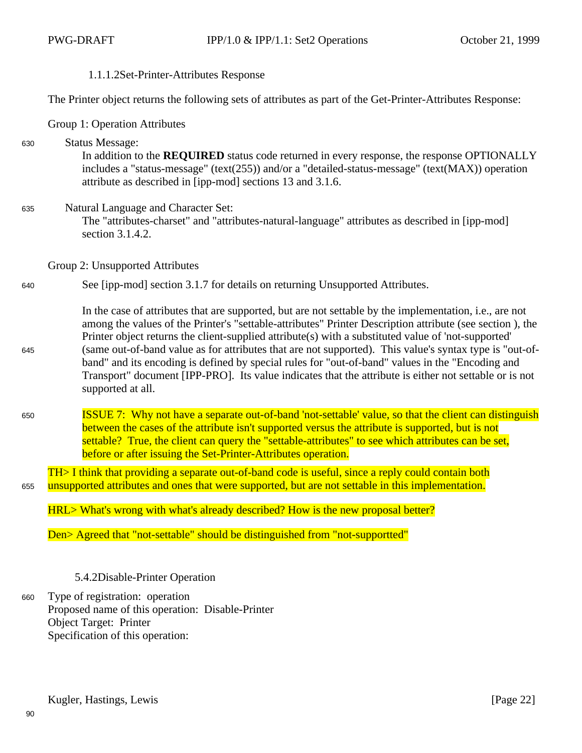#### 1.1.1.2Set-Printer-Attributes Response

The Printer object returns the following sets of attributes as part of the Get-Printer-Attributes Response:

Group 1: Operation Attributes

Status Message:
In addition to the **REQUIRED** status code returned in every response, the response OPTIONALLY includes a "status-message" (text(255)) and/or a "detailed-status-message" (text(MAX)) operation attribute as described in [ipp-mod] sections 13 and 3.1.6.

Natural Language and Character Set:
The "attributes-charset" and "attributes-natural-language" attributes as described in [ipp-mod] section 3.1.4.2.

Group 2: Unsupported Attributes

See [ipp-mod] section 3.1.7 for details on returning Unsupported Attributes.

In the case of attributes that are supported, but are not settable by the implementation, i.e., are not among the values of the Printer's "settable-attributes" Printer Description attribute (see section ), the Printer object returns the client-supplied attribute(s) with a substituted value of 'not-supported' (same out-of-band value as for attributes that are not supported). This value's syntax type is "out-of-band" and its encoding is defined by special rules for "out-of-band" values in the "Encoding and Transport" document [IPP-PRO]. Its value indicates that the attribute is either not settable or is not supported at all.

ISSUE 7: Why not have a separate out-of-band 'not-settable' value, so that the client can distinguish between the cases of the attribute isn't supported versus the attribute is supported, but is not settable? True, the client can query the "settable-attributes" to see which attributes can be set, before or after issuing the Set-Printer-Attributes operation.

TH> I think that providing a separate out-of-band code is useful, since a reply could contain both unsupported attributes and ones that were supported, but are not settable in this implementation.

HRL> What's wrong with what's already described? How is the new proposal better?

Den> Agreed that "not-settable" should be distinguished from "not-supportted"

### 5.4.2Disable-Printer Operation

Type of registration: operation
Proposed name of this operation: Disable-Printer
Object Target: Printer
Specification of this operation: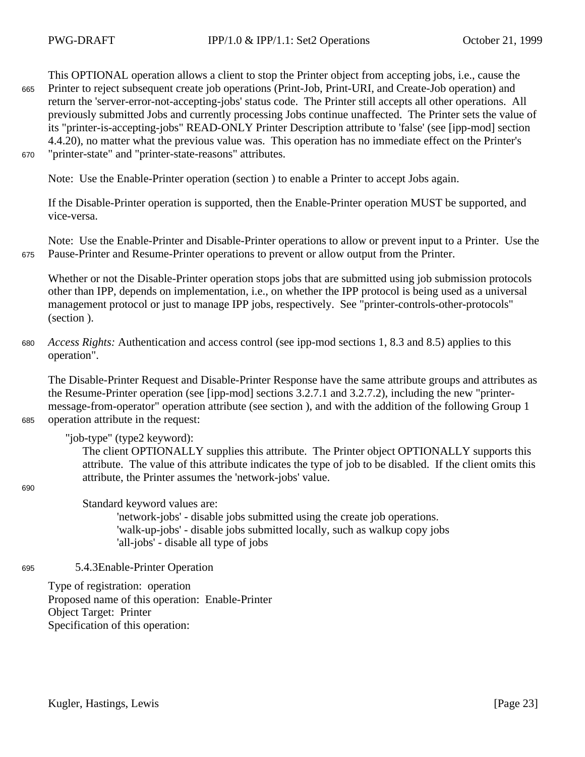This OPTIONAL operation allows a client to stop the Printer object from accepting jobs, i.e., cause the Printer to reject subsequent create job operations (Print-Job, Print-URI, and Create-Job operation) and return the 'server-error-not-accepting-jobs' status code. The Printer still accepts all other operations. All previously submitted Jobs and currently processing Jobs continue unaffected. The Printer sets the value of its "printer-is-accepting-jobs" READ-ONLY Printer Description attribute to 'false' (see [ipp-mod] section 4.4.20), no matter what the previous value was. This operation has no immediate effect on the Printer's "printer-state" and "printer-state-reasons" attributes.

Note: Use the Enable-Printer operation (section ) to enable a Printer to accept Jobs again.

If the Disable-Printer operation is supported, then the Enable-Printer operation MUST be supported, and vice-versa.

Note: Use the Enable-Printer and Disable-Printer operations to allow or prevent input to a Printer. Use the Pause-Printer and Resume-Printer operations to prevent or allow output from the Printer.

Whether or not the Disable-Printer operation stops jobs that are submitted using job submission protocols other than IPP, depends on implementation, i.e., on whether the IPP protocol is being used as a universal management protocol or just to manage IPP jobs, respectively. See "printer-controls-other-protocols" (section ).

*Access Rights:* Authentication and access control (see ipp-mod sections 1, 8.3 and 8.5) applies to this operation".

The Disable-Printer Request and Disable-Printer Response have the same attribute groups and attributes as the Resume-Printer operation (see [ipp-mod] sections 3.2.7.1 and 3.2.7.2), including the new "printer-message-from-operator" operation attribute (see section ), and with the addition of the following Group 1 operation attribute in the request:

"job-type" (type2 keyword):

The client OPTIONALLY supplies this attribute. The Printer object OPTIONALLY supports this attribute. The value of this attribute indicates the type of job to be disabled. If the client omits this attribute, the Printer assumes the 'network-jobs' value.

Standard keyword values are:

- 'network-jobs' - disable jobs submitted using the create job operations.
- 'walk-up-jobs' - disable jobs submitted locally, such as walkup copy jobs
- 'all-jobs' - disable all type of jobs

### 5.4.3 Enable-Printer Operation

Type of registration: operation
Proposed name of this operation: Enable-Printer
Object Target: Printer
Specification of this operation: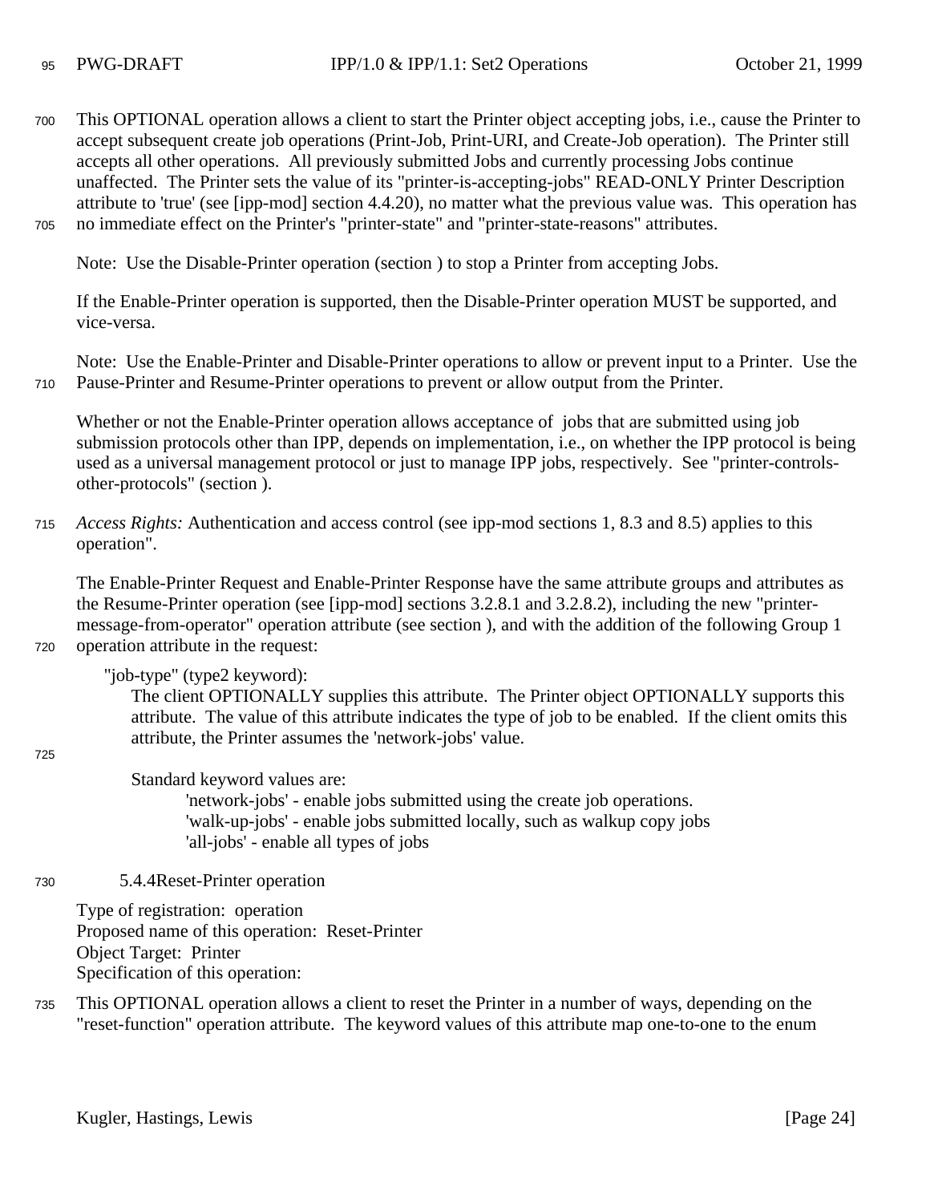This OPTIONAL operation allows a client to start the Printer object accepting jobs, i.e., cause the Printer to accept subsequent create job operations (Print-Job, Print-URI, and Create-Job operation). The Printer still accepts all other operations. All previously submitted Jobs and currently processing Jobs continue unaffected. The Printer sets the value of its "printer-is-accepting-jobs" READ-ONLY Printer Description attribute to 'true' (see [ipp-mod] section 4.4.20), no matter what the previous value was. This operation has no immediate effect on the Printer's "printer-state" and "printer-state-reasons" attributes.

Note: Use the Disable-Printer operation (section ) to stop a Printer from accepting Jobs.

If the Enable-Printer operation is supported, then the Disable-Printer operation MUST be supported, and vice-versa.

Note: Use the Enable-Printer and Disable-Printer operations to allow or prevent input to a Printer. Use the Pause-Printer and Resume-Printer operations to prevent or allow output from the Printer.

Whether or not the Enable-Printer operation allows acceptance of jobs that are submitted using job submission protocols other than IPP, depends on implementation, i.e., on whether the IPP protocol is being used as a universal management protocol or just to manage IPP jobs, respectively. See "printer-controls-other-protocols" (section ).

*Access Rights:* Authentication and access control (see ipp-mod sections 1, 8.3 and 8.5) applies to this operation".

The Enable-Printer Request and Enable-Printer Response have the same attribute groups and attributes as the Resume-Printer operation (see [ipp-mod] sections 3.2.8.1 and 3.2.8.2), including the new "printer-message-from-operator" operation attribute (see section ), and with the addition of the following Group 1 operation attribute in the request:

"job-type" (type2 keyword):

The client OPTIONALLY supplies this attribute. The Printer object OPTIONALLY supports this attribute. The value of this attribute indicates the type of job to be enabled. If the client omits this attribute, the Printer assumes the 'network-jobs' value.

Standard keyword values are:

- 'network-jobs' - enable jobs submitted using the create job operations.
- 'walk-up-jobs' - enable jobs submitted locally, such as walkup copy jobs
- 'all-jobs' - enable all types of jobs

### 5.4.4 Reset-Printer operation

Type of registration: operation
Proposed name of this operation: Reset-Printer
Object Target: Printer
Specification of this operation:

This OPTIONAL operation allows a client to reset the Printer in a number of ways, depending on the "reset-function" operation attribute. The keyword values of this attribute map one-to-one to the enum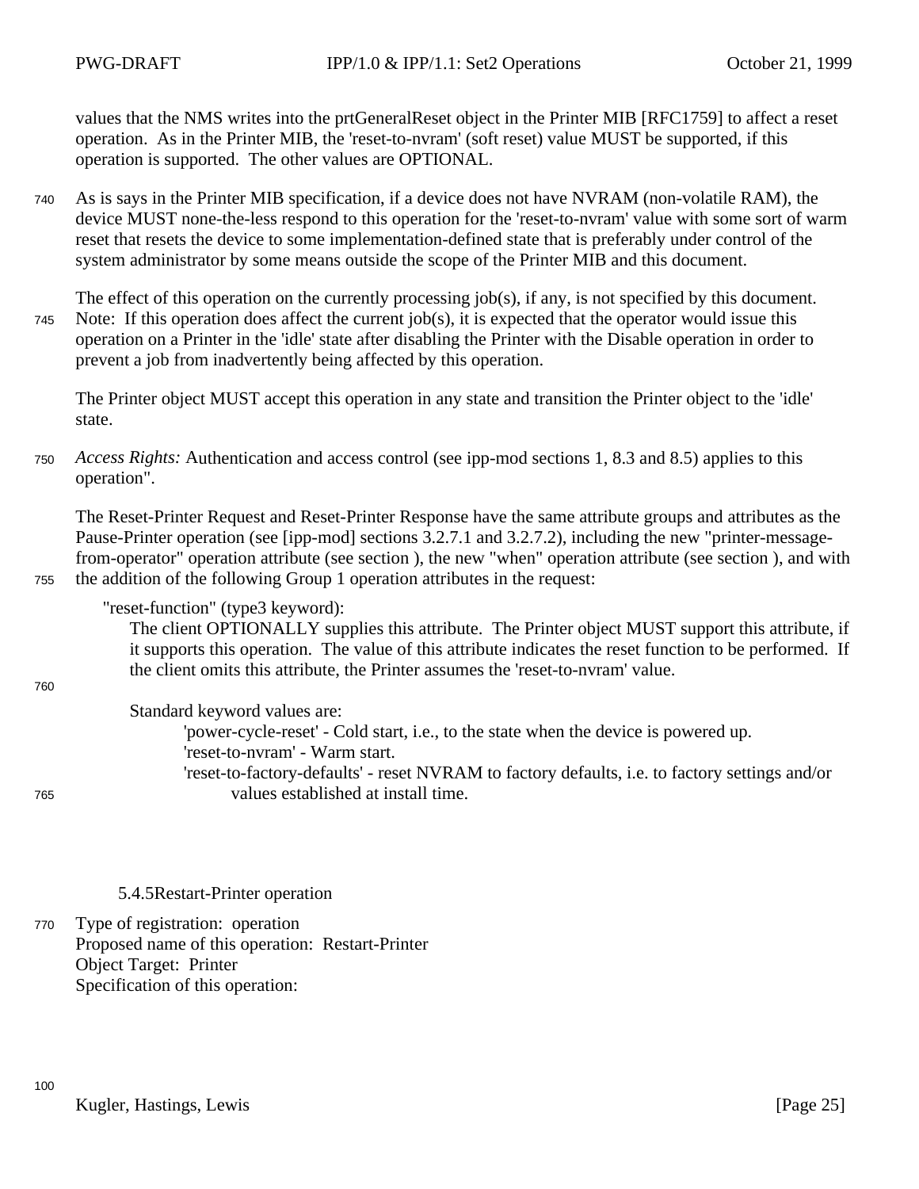values that the NMS writes into the prtGeneralReset object in the Printer MIB [RFC1759] to affect a reset operation. As in the Printer MIB, the 'reset-to-nvram' (soft reset) value MUST be supported, if this operation is supported. The other values are OPTIONAL.

As is says in the Printer MIB specification, if a device does not have NVRAM (non-volatile RAM), the device MUST none-the-less respond to this operation for the 'reset-to-nvram' value with some sort of warm reset that resets the device to some implementation-defined state that is preferably under control of the system administrator by some means outside the scope of the Printer MIB and this document.

The effect of this operation on the currently processing job(s), if any, is not specified by this document. Note: If this operation does affect the current job(s), it is expected that the operator would issue this operation on a Printer in the 'idle' state after disabling the Printer with the Disable operation in order to prevent a job from inadvertently being affected by this operation.

The Printer object MUST accept this operation in any state and transition the Printer object to the 'idle' state.

*Access Rights:* Authentication and access control (see ipp-mod sections 1, 8.3 and 8.5) applies to this operation".

The Reset-Printer Request and Reset-Printer Response have the same attribute groups and attributes as the Pause-Printer operation (see [ipp-mod] sections 3.2.7.1 and 3.2.7.2), including the new "printer-message-from-operator" operation attribute (see section ), the new "when" operation attribute (see section ), and with the addition of the following Group 1 operation attributes in the request:

"reset-function" (type3 keyword):

The client OPTIONALLY supplies this attribute. The Printer object MUST support this attribute, if it supports this operation. The value of this attribute indicates the reset function to be performed. If the client omits this attribute, the Printer assumes the 'reset-to-nvram' value.

Standard keyword values are:

- 'power-cycle-reset' - Cold start, i.e., to the state when the device is powered up.
- 'reset-to-nvram' - Warm start.
- 'reset-to-factory-defaults' - reset NVRAM to factory defaults, i.e. to factory settings and/or values established at install time.

#### 5.4.5 Restart-Printer operation

Type of registration: operation
Proposed name of this operation: Restart-Printer
Object Target: Printer
Specification of this operation: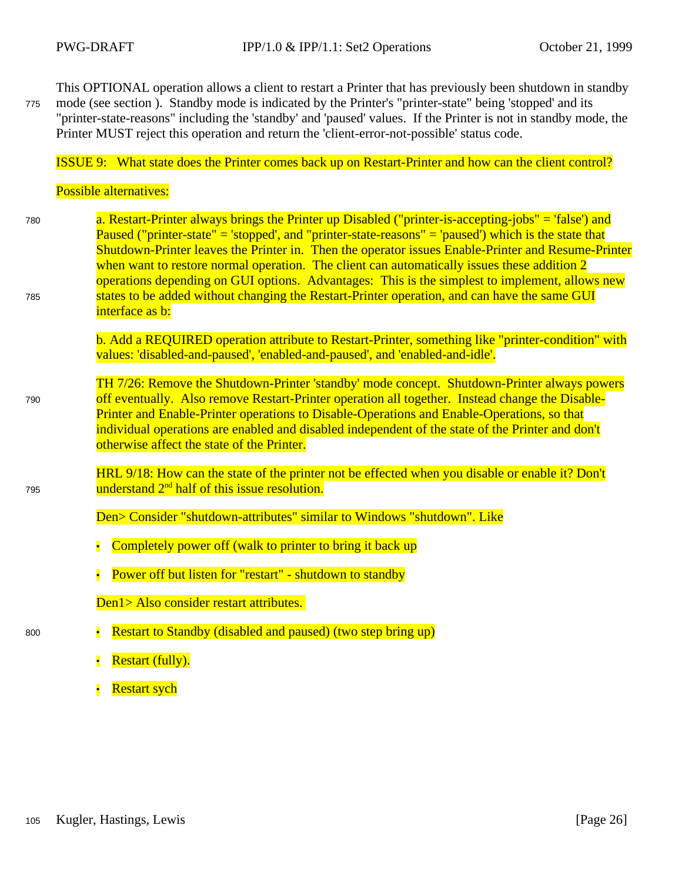This OPTIONAL operation allows a client to restart a Printer that has previously been shutdown in standby mode (see section ). Standby mode is indicated by the Printer's "printer-state" being 'stopped' and its "printer-state-reasons" including the 'standby' and 'paused' values. If the Printer is not in standby mode, the Printer MUST reject this operation and return the 'client-error-not-possible' status code.

ISSUE 9: What state does the Printer comes back up on Restart-Printer and how can the client control?

Possible alternatives:

a. Restart-Printer always brings the Printer up Disabled ("printer-is-accepting-jobs" = 'false') and Paused ("printer-state" = 'stopped', and "printer-state-reasons" = 'paused') which is the state that Shutdown-Printer leaves the Printer in. Then the operator issues Enable-Printer and Resume-Printer when want to restore normal operation. The client can automatically issues these addition 2 operations depending on GUI options. Advantages: This is the simplest to implement, allows new states to be added without changing the Restart-Printer operation, and can have the same GUI interface as b:

b. Add a REQUIRED operation attribute to Restart-Printer, something like "printer-condition" with values: 'disabled-and-paused', 'enabled-and-paused', and 'enabled-and-idle'.

TH 7/26: Remove the Shutdown-Printer 'standby' mode concept. Shutdown-Printer always powers off eventually. Also remove Restart-Printer operation all together. Instead change the Disable-Printer and Enable-Printer operations to Disable-Operations and Enable-Operations, so that individual operations are enabled and disabled independent of the state of the Printer and don't otherwise affect the state of the Printer.

HRL 9/18: How can the state of the printer not be effected when you disable or enable it? Don't understand 2nd half of this issue resolution.

Den> Consider "shutdown-attributes" similar to Windows "shutdown". Like

- Completely power off (walk to printer to bring it back up
- Power off but listen for "restart" - shutdown to standby

Den1> Also consider restart attributes.

- Restart to Standby (disabled and paused) (two step bring up)
- Restart (fully).
- Restart sych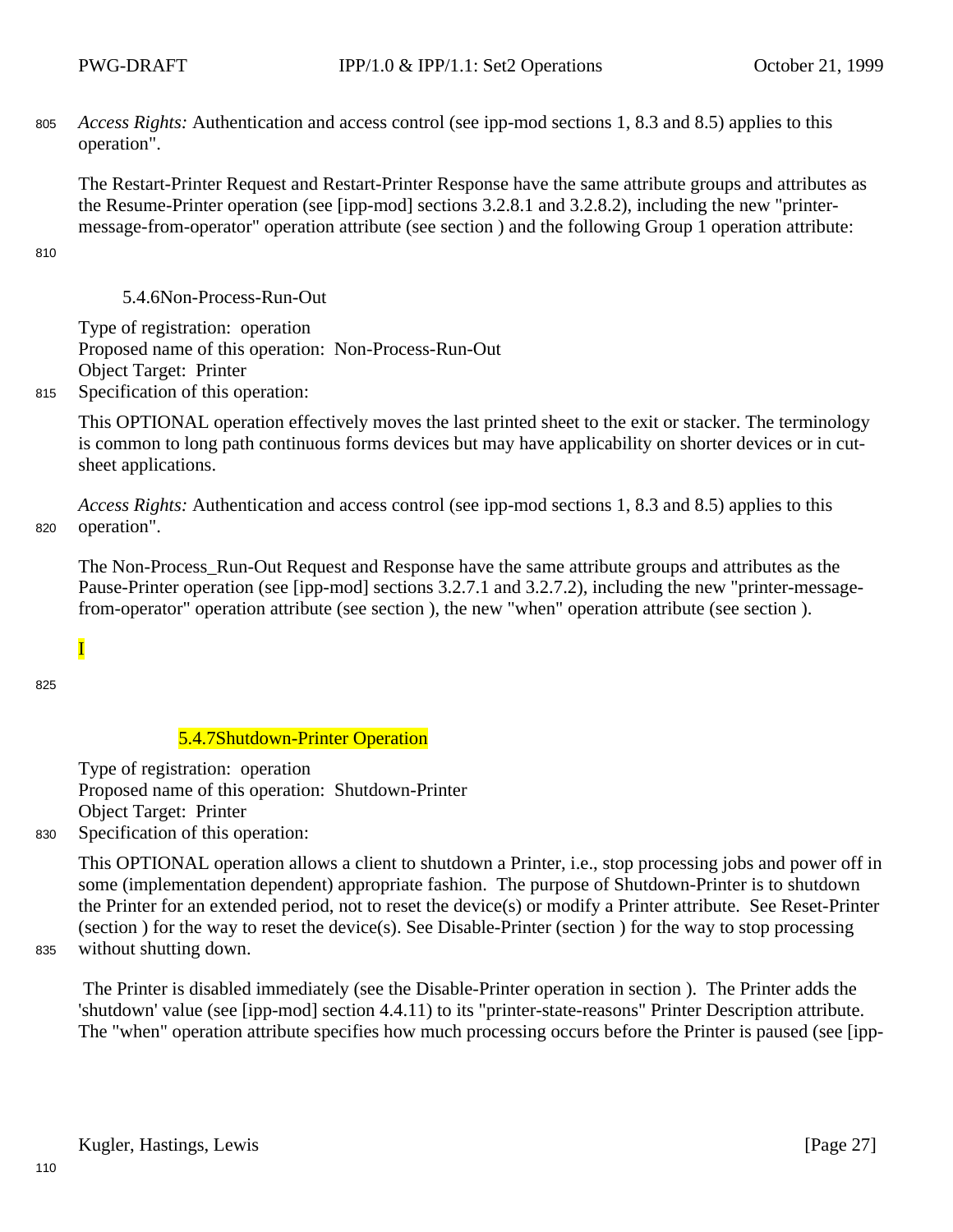*Access Rights:* Authentication and access control (see ipp-mod sections 1, 8.3 and 8.5) applies to this operation".

The Restart-Printer Request and Restart-Printer Response have the same attribute groups and attributes as the Resume-Printer operation (see [ipp-mod] sections 3.2.8.1 and 3.2.8.2), including the new "printer-message-from-operator" operation attribute (see section ) and the following Group 1 operation attribute:

#### 5.4.6Non-Process-Run-Out

Type of registration: operation
Proposed name of this operation: Non-Process-Run-Out
Object Target: Printer
Specification of this operation:

This OPTIONAL operation effectively moves the last printed sheet to the exit or stacker. The terminology is common to long path continuous forms devices but may have applicability on shorter devices or in cut-sheet applications.

*Access Rights:* Authentication and access control (see ipp-mod sections 1, 8.3 and 8.5) applies to this operation".

The Non-Process_Run-Out Request and Response have the same attribute groups and attributes as the Pause-Printer operation (see [ipp-mod] sections 3.2.7.1 and 3.2.7.2), including the new "printer-message-from-operator" operation attribute (see section ), the new "when" operation attribute (see section ).

I

#### 5.4.7Shutdown-Printer Operation

Type of registration: operation
Proposed name of this operation: Shutdown-Printer
Object Target: Printer
Specification of this operation:

This OPTIONAL operation allows a client to shutdown a Printer, i.e., stop processing jobs and power off in some (implementation dependent) appropriate fashion. The purpose of Shutdown-Printer is to shutdown the Printer for an extended period, not to reset the device(s) or modify a Printer attribute. See Reset-Printer (section ) for the way to reset the device(s). See Disable-Printer (section ) for the way to stop processing without shutting down.

The Printer is disabled immediately (see the Disable-Printer operation in section ). The Printer adds the 'shutdown' value (see [ipp-mod] section 4.4.11) to its "printer-state-reasons" Printer Description attribute. The "when" operation attribute specifies how much processing occurs before the Printer is paused (see [ipp-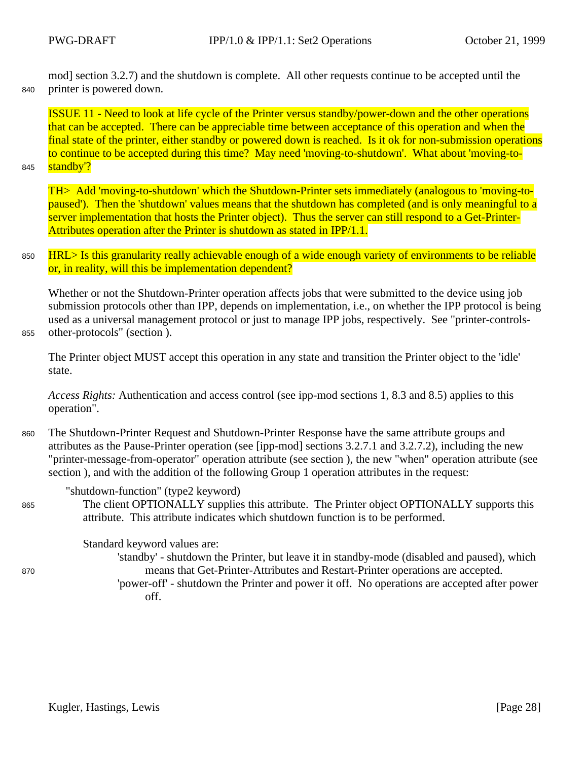mod] section 3.2.7) and the shutdown is complete. All other requests continue to be accepted until the printer is powered down.

ISSUE 11 - Need to look at life cycle of the Printer versus standby/power-down and the other operations that can be accepted. There can be appreciable time between acceptance of this operation and when the final state of the printer, either standby or powered down is reached. Is it ok for non-submission operations to continue to be accepted during this time? May need 'moving-to-shutdown'. What about 'moving-to-standby'?

TH> Add 'moving-to-shutdown' which the Shutdown-Printer sets immediately (analogous to 'moving-to-paused'). Then the 'shutdown' values means that the shutdown has completed (and is only meaningful to a server implementation that hosts the Printer object). Thus the server can still respond to a Get-Printer-Attributes operation after the Printer is shutdown as stated in IPP/1.1.

HRL> Is this granularity really achievable enough of a wide enough variety of environments to be reliable or, in reality, will this be implementation dependent?

Whether or not the Shutdown-Printer operation affects jobs that were submitted to the device using job submission protocols other than IPP, depends on implementation, i.e., on whether the IPP protocol is being used as a universal management protocol or just to manage IPP jobs, respectively. See "printer-controls-other-protocols" (section ).

The Printer object MUST accept this operation in any state and transition the Printer object to the 'idle' state.

*Access Rights:* Authentication and access control (see ipp-mod sections 1, 8.3 and 8.5) applies to this operation".

The Shutdown-Printer Request and Shutdown-Printer Response have the same attribute groups and attributes as the Pause-Printer operation (see [ipp-mod] sections 3.2.7.1 and 3.2.7.2), including the new "printer-message-from-operator" operation attribute (see section ), the new "when" operation attribute (see section ), and with the addition of the following Group 1 operation attributes in the request:

"shutdown-function" (type2 keyword)
: The client OPTIONALLY supplies this attribute. The Printer object OPTIONALLY supports this attribute. This attribute indicates which shutdown function is to be performed.

  Standard keyword values are:

  - 'standby' - shutdown the Printer, but leave it in standby-mode (disabled and paused), which means that Get-Printer-Attributes and Restart-Printer operations are accepted.
  - 'power-off' - shutdown the Printer and power it off. No operations are accepted after power off.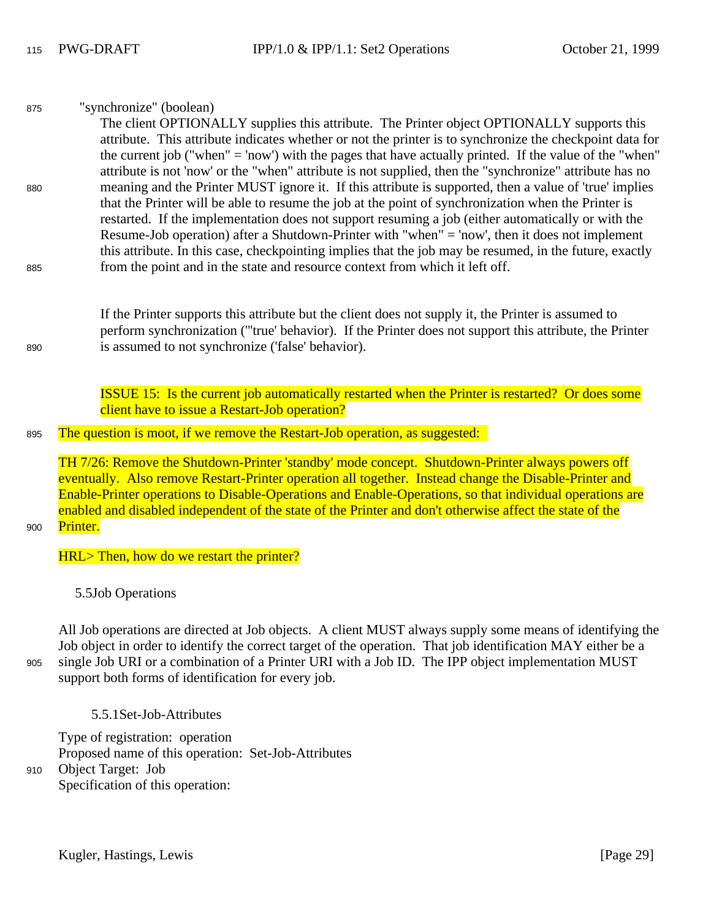"synchronize" (boolean)

The client OPTIONALLY supplies this attribute. The Printer object OPTIONALLY supports this attribute. This attribute indicates whether or not the printer is to synchronize the checkpoint data for the current job ("when" = 'now') with the pages that have actually printed. If the value of the "when" attribute is not 'now' or the "when" attribute is not supplied, then the "synchronize" attribute has no meaning and the Printer MUST ignore it. If this attribute is supported, then a value of 'true' implies that the Printer will be able to resume the job at the point of synchronization when the Printer is restarted. If the implementation does not support resuming a job (either automatically or with the Resume-Job operation) after a Shutdown-Printer with "when" = 'now', then it does not implement this attribute. In this case, checkpointing implies that the job may be resumed, in the future, exactly from the point and in the state and resource context from which it left off.

If the Printer supports this attribute but the client does not supply it, the Printer is assumed to perform synchronization ("'true' behavior). If the Printer does not support this attribute, the Printer is assumed to not synchronize ('false' behavior).

ISSUE 15: Is the current job automatically restarted when the Printer is restarted? Or does some client have to issue a Restart-Job operation?

The question is moot, if we remove the Restart-Job operation, as suggested:

TH 7/26: Remove the Shutdown-Printer 'standby' mode concept. Shutdown-Printer always powers off eventually. Also remove Restart-Printer operation all together. Instead change the Disable-Printer and Enable-Printer operations to Disable-Operations and Enable-Operations, so that individual operations are enabled and disabled independent of the state of the Printer and don't otherwise affect the state of the Printer.

HRL> Then, how do we restart the printer?

## 5.5 Job Operations

All Job operations are directed at Job objects. A client MUST always supply some means of identifying the Job object in order to identify the correct target of the operation. That job identification MAY either be a single Job URI or a combination of a Printer URI with a Job ID. The IPP object implementation MUST support both forms of identification for every job.

### 5.5.1 Set-Job-Attributes

Type of registration: operation
Proposed name of this operation: Set-Job-Attributes
Object Target: Job
Specification of this operation: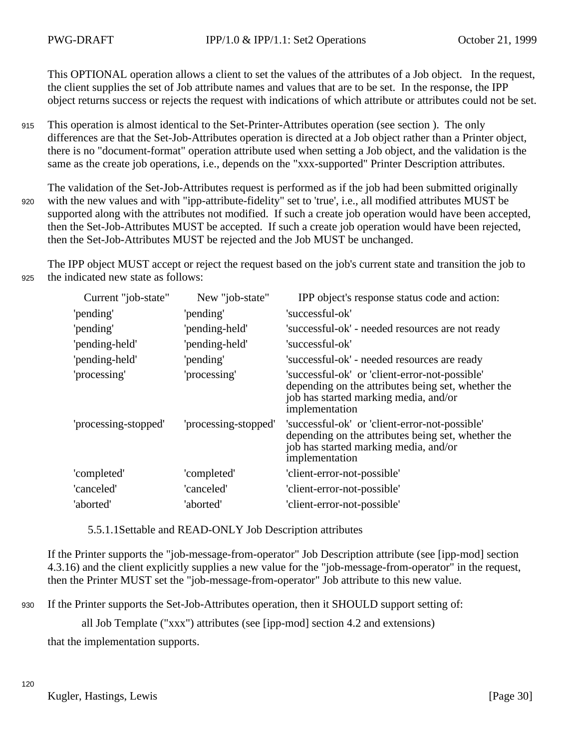This OPTIONAL operation allows a client to set the values of the attributes of a Job object. In the request, the client supplies the set of Job attribute names and values that are to be set. In the response, the IPP object returns success or rejects the request with indications of which attribute or attributes could not be set.

This operation is almost identical to the Set-Printer-Attributes operation (see section ). The only differences are that the Set-Job-Attributes operation is directed at a Job object rather than a Printer object, there is no "document-format" operation attribute used when setting a Job object, and the validation is the same as the create job operations, i.e., depends on the "xxx-supported" Printer Description attributes.

The validation of the Set-Job-Attributes request is performed as if the job had been submitted originally with the new values and with "ipp-attribute-fidelity" set to 'true', i.e., all modified attributes MUST be supported along with the attributes not modified. If such a create job operation would have been accepted, then the Set-Job-Attributes MUST be accepted. If such a create job operation would have been rejected, then the Set-Job-Attributes MUST be rejected and the Job MUST be unchanged.

The IPP object MUST accept or reject the request based on the job's current state and transition the job to the indicated new state as follows:

| Current "job-state" | New "job-state" | IPP object's response status code and action: |
|---|---|---|
| 'pending' | 'pending' | 'successful-ok' |
| 'pending' | 'pending-held' | 'successful-ok' - needed resources are not ready |
| 'pending-held' | 'pending-held' | 'successful-ok' |
| 'pending-held' | 'pending' | 'successful-ok' - needed resources are ready |
| 'processing' | 'processing' | 'successful-ok' or 'client-error-not-possible' depending on the attributes being set, whether the job has started marking media, and/or implementation |
| 'processing-stopped' | 'processing-stopped' | 'successful-ok' or 'client-error-not-possible' depending on the attributes being set, whether the job has started marking media, and/or implementation |
| 'completed' | 'completed' | 'client-error-not-possible' |
| 'canceled' | 'canceled' | 'client-error-not-possible' |
| 'aborted' | 'aborted' | 'client-error-not-possible' |

#### 5.5.1.1 Settable and READ-ONLY Job Description attributes

If the Printer supports the "job-message-from-operator" Job Description attribute (see [ipp-mod] section 4.3.16) and the client explicitly supplies a new value for the "job-message-from-operator" in the request, then the Printer MUST set the "job-message-from-operator" Job attribute to this new value.

If the Printer supports the Set-Job-Attributes operation, then it SHOULD support setting of:

all Job Template ("xxx") attributes (see [ipp-mod] section 4.2 and extensions)

that the implementation supports.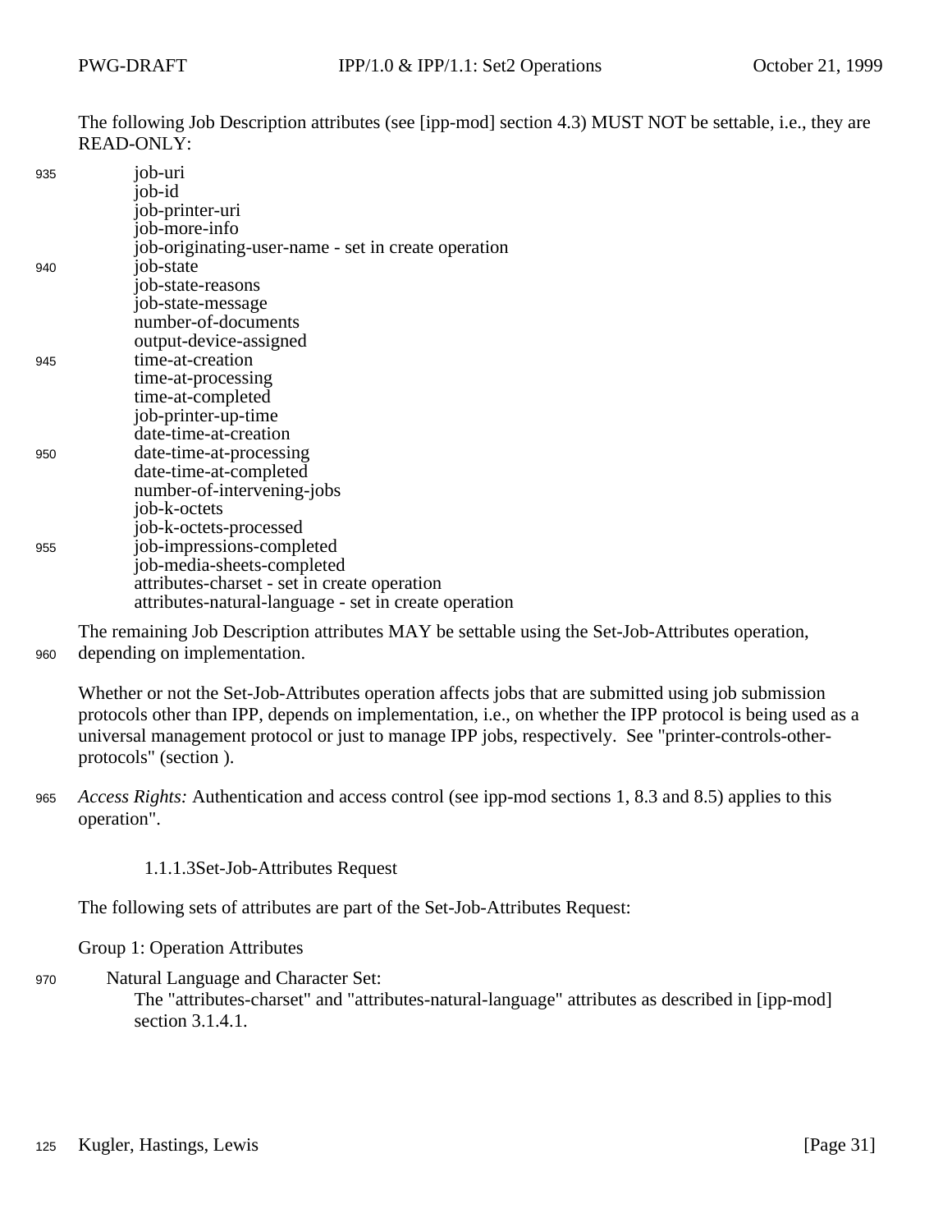The following Job Description attributes (see [ipp-mod] section 4.3) MUST NOT be settable, i.e., they are READ-ONLY:

```
job-uri
job-id
job-printer-uri
job-more-info
job-originating-user-name - set in create operation
job-state
job-state-reasons
job-state-message
number-of-documents
output-device-assigned
time-at-creation
time-at-processing
time-at-completed
job-printer-up-time
date-time-at-creation
date-time-at-processing
date-time-at-completed
number-of-intervening-jobs
job-k-octets
job-k-octets-processed
job-impressions-completed
job-media-sheets-completed
attributes-charset - set in create operation
attributes-natural-language - set in create operation
```

The remaining Job Description attributes MAY be settable using the Set-Job-Attributes operation, depending on implementation.

Whether or not the Set-Job-Attributes operation affects jobs that are submitted using job submission protocols other than IPP, depends on implementation, i.e., on whether the IPP protocol is being used as a universal management protocol or just to manage IPP jobs, respectively. See "printer-controls-other-protocols" (section ).

*Access Rights:* Authentication and access control (see ipp-mod sections 1, 8.3 and 8.5) applies to this operation".

#### 1.1.1.3Set-Job-Attributes Request

The following sets of attributes are part of the Set-Job-Attributes Request:

Group 1: Operation Attributes

Natural Language and Character Set:
The "attributes-charset" and "attributes-natural-language" attributes as described in [ipp-mod] section 3.1.4.1.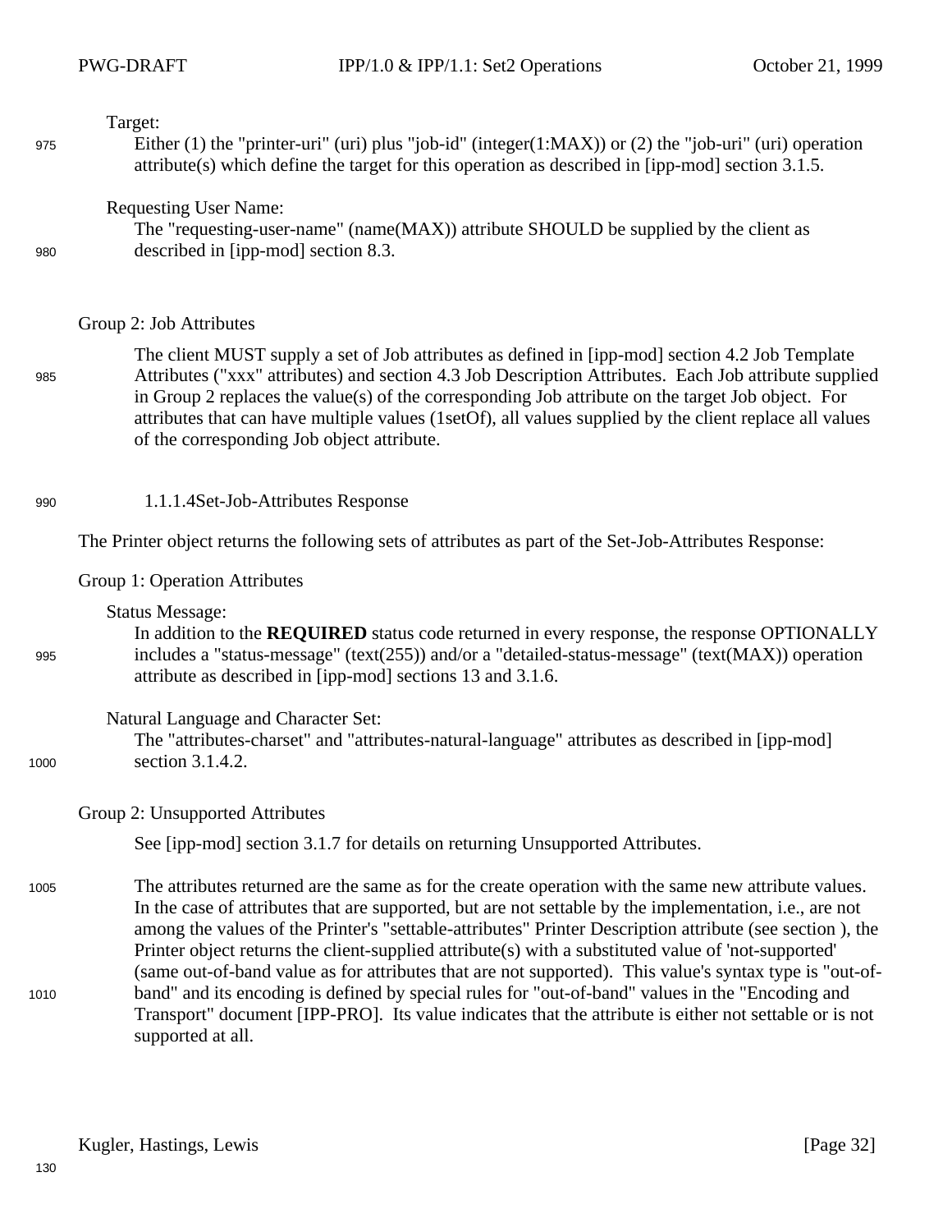Target:

Either (1) the "printer-uri" (uri) plus "job-id" (integer(1:MAX)) or (2) the "job-uri" (uri) operation attribute(s) which define the target for this operation as described in [ipp-mod] section 3.1.5.

Requesting User Name:

The "requesting-user-name" (name(MAX)) attribute SHOULD be supplied by the client as described in [ipp-mod] section 8.3.

Group 2: Job Attributes

The client MUST supply a set of Job attributes as defined in [ipp-mod] section 4.2 Job Template Attributes ("xxx" attributes) and section 4.3 Job Description Attributes. Each Job attribute supplied in Group 2 replaces the value(s) of the corresponding Job attribute on the target Job object. For attributes that can have multiple values (1setOf), all values supplied by the client replace all values of the corresponding Job object attribute.

#### 1.1.1.4 Set-Job-Attributes Response

The Printer object returns the following sets of attributes as part of the Set-Job-Attributes Response:

Group 1: Operation Attributes

Status Message:

In addition to the **REQUIRED** status code returned in every response, the response OPTIONALLY includes a "status-message" (text(255)) and/or a "detailed-status-message" (text(MAX)) operation attribute as described in [ipp-mod] sections 13 and 3.1.6.

Natural Language and Character Set:

The "attributes-charset" and "attributes-natural-language" attributes as described in [ipp-mod] section 3.1.4.2.

Group 2: Unsupported Attributes

See [ipp-mod] section 3.1.7 for details on returning Unsupported Attributes.

The attributes returned are the same as for the create operation with the same new attribute values. In the case of attributes that are supported, but are not settable by the implementation, i.e., are not among the values of the Printer's "settable-attributes" Printer Description attribute (see section ), the Printer object returns the client-supplied attribute(s) with a substituted value of 'not-supported' (same out-of-band value as for attributes that are not supported). This value's syntax type is "out-of-band" and its encoding is defined by special rules for "out-of-band" values in the "Encoding and Transport" document [IPP-PRO]. Its value indicates that the attribute is either not settable or is not supported at all.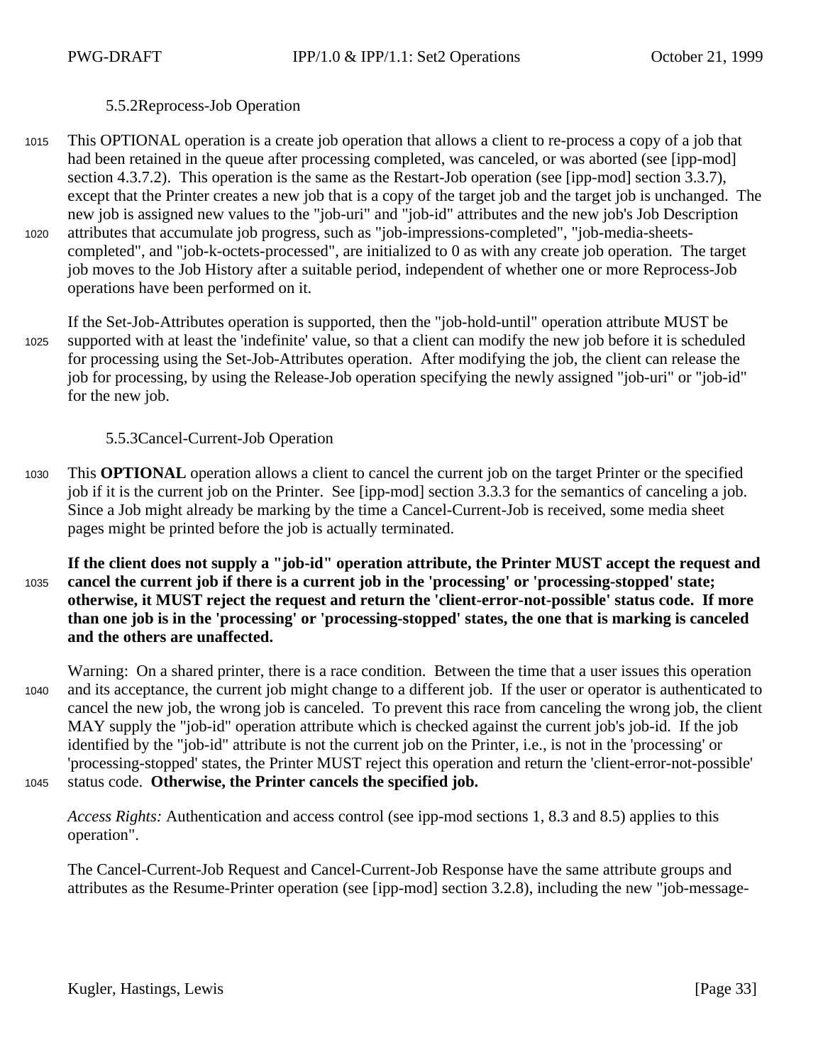### 5.5.2 Reprocess-Job Operation

This OPTIONAL operation is a create job operation that allows a client to re-process a copy of a job that had been retained in the queue after processing completed, was canceled, or was aborted (see [ipp-mod] section 4.3.7.2). This operation is the same as the Restart-Job operation (see [ipp-mod] section 3.3.7), except that the Printer creates a new job that is a copy of the target job and the target job is unchanged. The new job is assigned new values to the "job-uri" and "job-id" attributes and the new job's Job Description attributes that accumulate job progress, such as "job-impressions-completed", "job-media-sheets-completed", and "job-k-octets-processed", are initialized to 0 as with any create job operation. The target job moves to the Job History after a suitable period, independent of whether one or more Reprocess-Job operations have been performed on it.

If the Set-Job-Attributes operation is supported, then the "job-hold-until" operation attribute MUST be supported with at least the 'indefinite' value, so that a client can modify the new job before it is scheduled for processing using the Set-Job-Attributes operation. After modifying the job, the client can release the job for processing, by using the Release-Job operation specifying the newly assigned "job-uri" or "job-id" for the new job.

### 5.5.3 Cancel-Current-Job Operation

This **OPTIONAL** operation allows a client to cancel the current job on the target Printer or the specified job if it is the current job on the Printer. See [ipp-mod] section 3.3.3 for the semantics of canceling a job. Since a Job might already be marking by the time a Cancel-Current-Job is received, some media sheet pages might be printed before the job is actually terminated.

**If the client does not supply a "job-id" operation attribute, the Printer MUST accept the request and cancel the current job if there is a current job in the 'processing' or 'processing-stopped' state; otherwise, it MUST reject the request and return the 'client-error-not-possible' status code. If more than one job is in the 'processing' or 'processing-stopped' states, the one that is marking is canceled and the others are unaffected.**

Warning: On a shared printer, there is a race condition. Between the time that a user issues this operation and its acceptance, the current job might change to a different job. If the user or operator is authenticated to cancel the new job, the wrong job is canceled. To prevent this race from canceling the wrong job, the client MAY supply the "job-id" operation attribute which is checked against the current job's job-id. If the job identified by the "job-id" attribute is not the current job on the Printer, i.e., is not in the 'processing' or 'processing-stopped' states, the Printer MUST reject this operation and return the 'client-error-not-possible' status code. **Otherwise, the Printer cancels the specified job.**

*Access Rights:* Authentication and access control (see ipp-mod sections 1, 8.3 and 8.5) applies to this operation".

The Cancel-Current-Job Request and Cancel-Current-Job Response have the same attribute groups and attributes as the Resume-Printer operation (see [ipp-mod] section 3.2.8), including the new "job-message-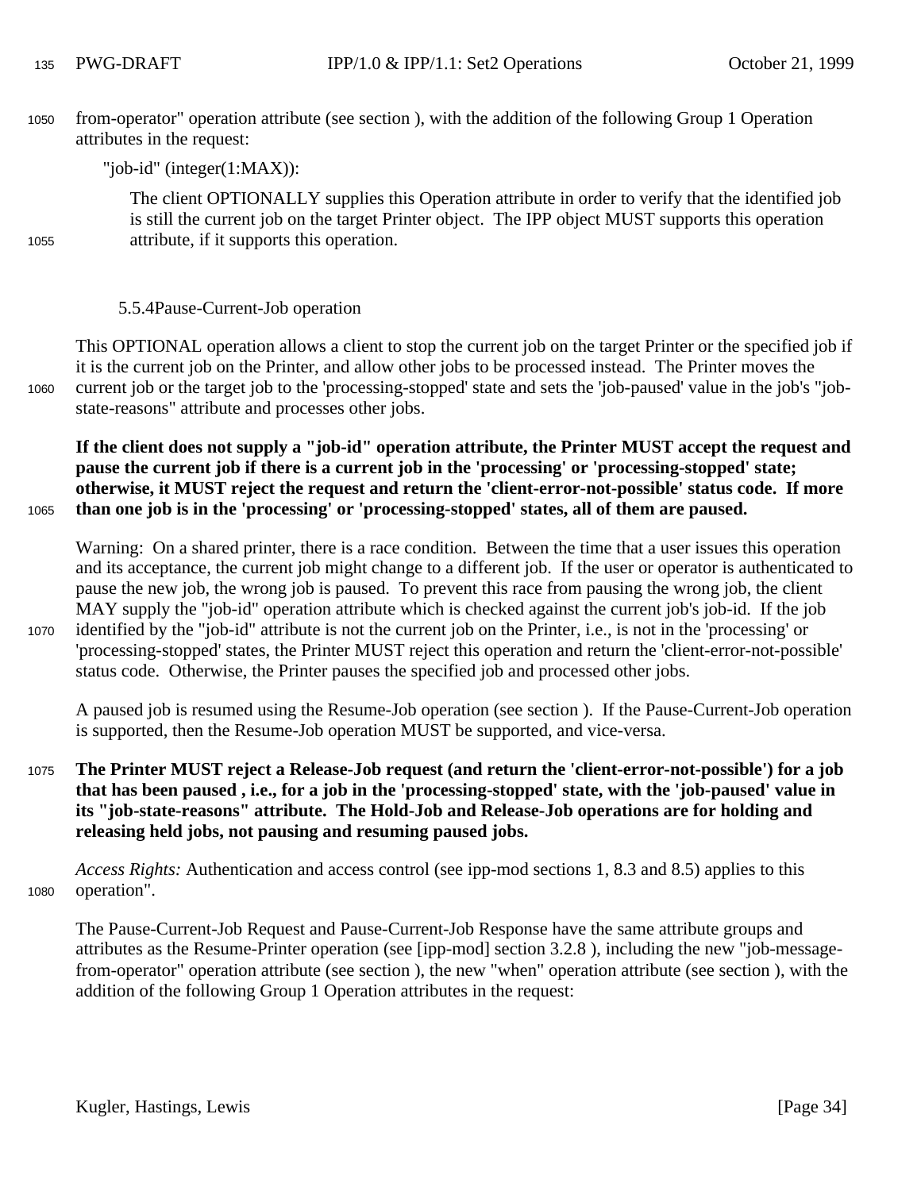from-operator" operation attribute (see section ), with the addition of the following Group 1 Operation attributes in the request:

"job-id" (integer(1:MAX)):

The client OPTIONALLY supplies this Operation attribute in order to verify that the identified job is still the current job on the target Printer object. The IPP object MUST supports this operation attribute, if it supports this operation.

### 5.5.4Pause-Current-Job operation

This OPTIONAL operation allows a client to stop the current job on the target Printer or the specified job if it is the current job on the Printer, and allow other jobs to be processed instead. The Printer moves the current job or the target job to the 'processing-stopped' state and sets the 'job-paused' value in the job's "job-state-reasons" attribute and processes other jobs.

**If the client does not supply a "job-id" operation attribute, the Printer MUST accept the request and pause the current job if there is a current job in the 'processing' or 'processing-stopped' state; otherwise, it MUST reject the request and return the 'client-error-not-possible' status code. If more than one job is in the 'processing' or 'processing-stopped' states, all of them are paused.**

Warning: On a shared printer, there is a race condition. Between the time that a user issues this operation and its acceptance, the current job might change to a different job. If the user or operator is authenticated to pause the new job, the wrong job is paused. To prevent this race from pausing the wrong job, the client MAY supply the "job-id" operation attribute which is checked against the current job's job-id. If the job identified by the "job-id" attribute is not the current job on the Printer, i.e., is not in the 'processing' or 'processing-stopped' states, the Printer MUST reject this operation and return the 'client-error-not-possible' status code. Otherwise, the Printer pauses the specified job and processed other jobs.

A paused job is resumed using the Resume-Job operation (see section ). If the Pause-Current-Job operation is supported, then the Resume-Job operation MUST be supported, and vice-versa.

**The Printer MUST reject a Release-Job request (and return the 'client-error-not-possible') for a job that has been paused , i.e., for a job in the 'processing-stopped' state, with the 'job-paused' value in its "job-state-reasons" attribute. The Hold-Job and Release-Job operations are for holding and releasing held jobs, not pausing and resuming paused jobs.**

*Access Rights:* Authentication and access control (see ipp-mod sections 1, 8.3 and 8.5) applies to this operation".

The Pause-Current-Job Request and Pause-Current-Job Response have the same attribute groups and attributes as the Resume-Printer operation (see [ipp-mod] section 3.2.8 ), including the new "job-message-from-operator" operation attribute (see section ), the new "when" operation attribute (see section ), with the addition of the following Group 1 Operation attributes in the request: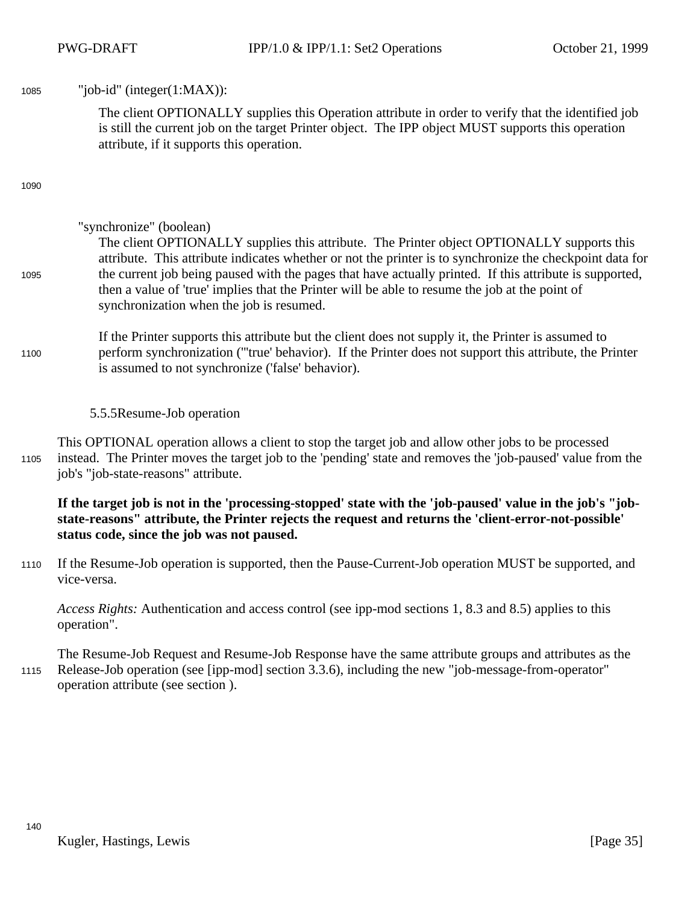"job-id" (integer(1:MAX)):

The client OPTIONALLY supplies this Operation attribute in order to verify that the identified job is still the current job on the target Printer object. The IPP object MUST supports this operation attribute, if it supports this operation.

"synchronize" (boolean)

The client OPTIONALLY supplies this attribute. The Printer object OPTIONALLY supports this attribute. This attribute indicates whether or not the printer is to synchronize the checkpoint data for the current job being paused with the pages that have actually printed. If this attribute is supported, then a value of 'true' implies that the Printer will be able to resume the job at the point of synchronization when the job is resumed.

If the Printer supports this attribute but the client does not supply it, the Printer is assumed to perform synchronization ("'true' behavior). If the Printer does not support this attribute, the Printer is assumed to not synchronize ('false' behavior).

### 5.5.5 Resume-Job operation

This OPTIONAL operation allows a client to stop the target job and allow other jobs to be processed instead. The Printer moves the target job to the 'pending' state and removes the 'job-paused' value from the job's "job-state-reasons" attribute.

**If the target job is not in the 'processing-stopped' state with the 'job-paused' value in the job's "job-state-reasons" attribute, the Printer rejects the request and returns the 'client-error-not-possible' status code, since the job was not paused.**

If the Resume-Job operation is supported, then the Pause-Current-Job operation MUST be supported, and vice-versa.

*Access Rights:* Authentication and access control (see ipp-mod sections 1, 8.3 and 8.5) applies to this operation".

The Resume-Job Request and Resume-Job Response have the same attribute groups and attributes as the Release-Job operation (see [ipp-mod] section 3.3.6), including the new "job-message-from-operator" operation attribute (see section ).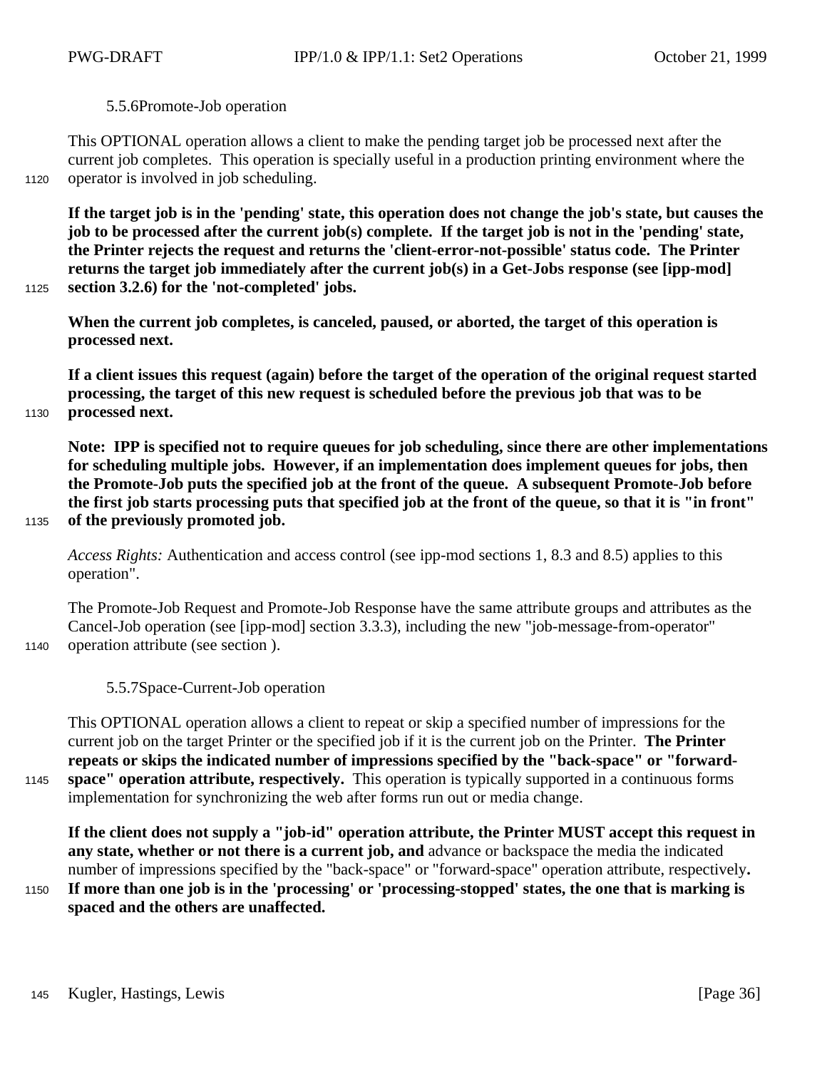### 5.5.6 Promote-Job operation

This OPTIONAL operation allows a client to make the pending target job be processed next after the current job completes. This operation is specially useful in a production printing environment where the operator is involved in job scheduling.

**If the target job is in the 'pending' state, this operation does not change the job's state, but causes the job to be processed after the current job(s) complete. If the target job is not in the 'pending' state, the Printer rejects the request and returns the 'client-error-not-possible' status code. The Printer returns the target job immediately after the current job(s) in a Get-Jobs response (see [ipp-mod] section 3.2.6) for the 'not-completed' jobs.**

**When the current job completes, is canceled, paused, or aborted, the target of this operation is processed next.**

**If a client issues this request (again) before the target of the operation of the original request started processing, the target of this new request is scheduled before the previous job that was to be processed next.**

**Note: IPP is specified not to require queues for job scheduling, since there are other implementations for scheduling multiple jobs. However, if an implementation does implement queues for jobs, then the Promote-Job puts the specified job at the front of the queue. A subsequent Promote-Job before the first job starts processing puts that specified job at the front of the queue, so that it is "in front" of the previously promoted job.**

*Access Rights:* Authentication and access control (see ipp-mod sections 1, 8.3 and 8.5) applies to this operation".

The Promote-Job Request and Promote-Job Response have the same attribute groups and attributes as the Cancel-Job operation (see [ipp-mod] section 3.3.3), including the new "job-message-from-operator" operation attribute (see section ).

### 5.5.7 Space-Current-Job operation

This OPTIONAL operation allows a client to repeat or skip a specified number of impressions for the current job on the target Printer or the specified job if it is the current job on the Printer. **The Printer repeats or skips the indicated number of impressions specified by the "back-space" or "forward-space" operation attribute, respectively.** This operation is typically supported in a continuous forms implementation for synchronizing the web after forms run out or media change.

**If the client does not supply a "job-id" operation attribute, the Printer MUST accept this request in any state, whether or not there is a current job, and** advance or backspace the media the indicated number of impressions specified by the "back-space" or "forward-space" operation attribute, respectively**. If more than one job is in the 'processing' or 'processing-stopped' states, the one that is marking is spaced and the others are unaffected.**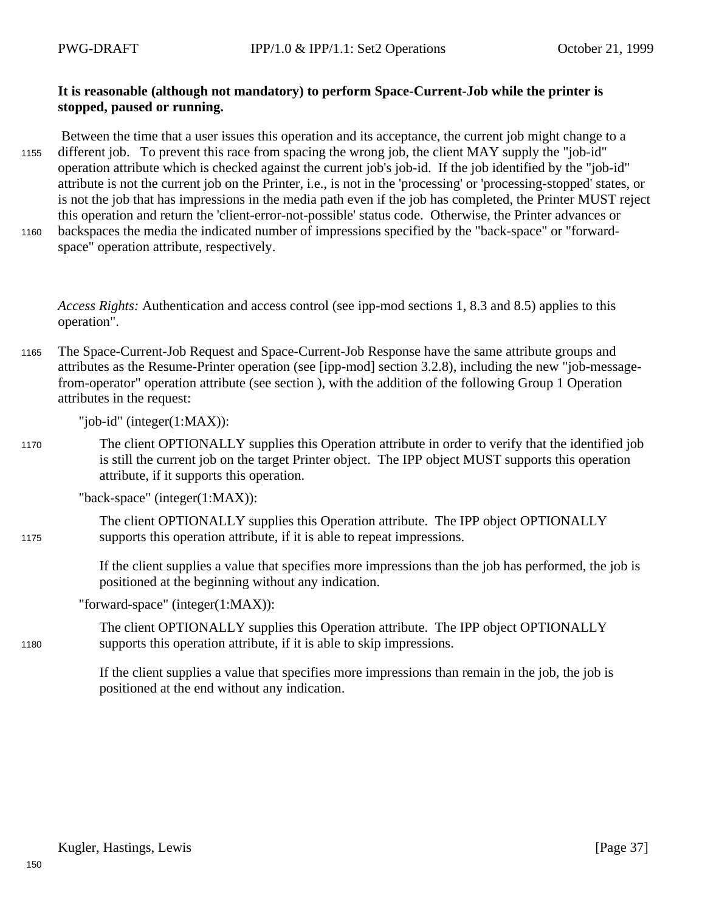**It is reasonable (although not mandatory) to perform Space-Current-Job while the printer is stopped, paused or running.**

Between the time that a user issues this operation and its acceptance, the current job might change to a different job. To prevent this race from spacing the wrong job, the client MAY supply the "job-id" operation attribute which is checked against the current job's job-id. If the job identified by the "job-id" attribute is not the current job on the Printer, i.e., is not in the 'processing' or 'processing-stopped' states, or is not the job that has impressions in the media path even if the job has completed, the Printer MUST reject this operation and return the 'client-error-not-possible' status code. Otherwise, the Printer advances or backspaces the media the indicated number of impressions specified by the "back-space" or "forward-space" operation attribute, respectively.

*Access Rights:* Authentication and access control (see ipp-mod sections 1, 8.3 and 8.5) applies to this operation".

The Space-Current-Job Request and Space-Current-Job Response have the same attribute groups and attributes as the Resume-Printer operation (see [ipp-mod] section 3.2.8), including the new "job-message-from-operator" operation attribute (see section ), with the addition of the following Group 1 Operation attributes in the request:

"job-id" (integer(1:MAX)):

The client OPTIONALLY supplies this Operation attribute in order to verify that the identified job is still the current job on the target Printer object. The IPP object MUST supports this operation attribute, if it supports this operation.

"back-space" (integer(1:MAX)):

The client OPTIONALLY supplies this Operation attribute. The IPP object OPTIONALLY supports this operation attribute, if it is able to repeat impressions.

If the client supplies a value that specifies more impressions than the job has performed, the job is positioned at the beginning without any indication.

"forward-space" (integer(1:MAX)):

The client OPTIONALLY supplies this Operation attribute. The IPP object OPTIONALLY supports this operation attribute, if it is able to skip impressions.

If the client supplies a value that specifies more impressions than remain in the job, the job is positioned at the end without any indication.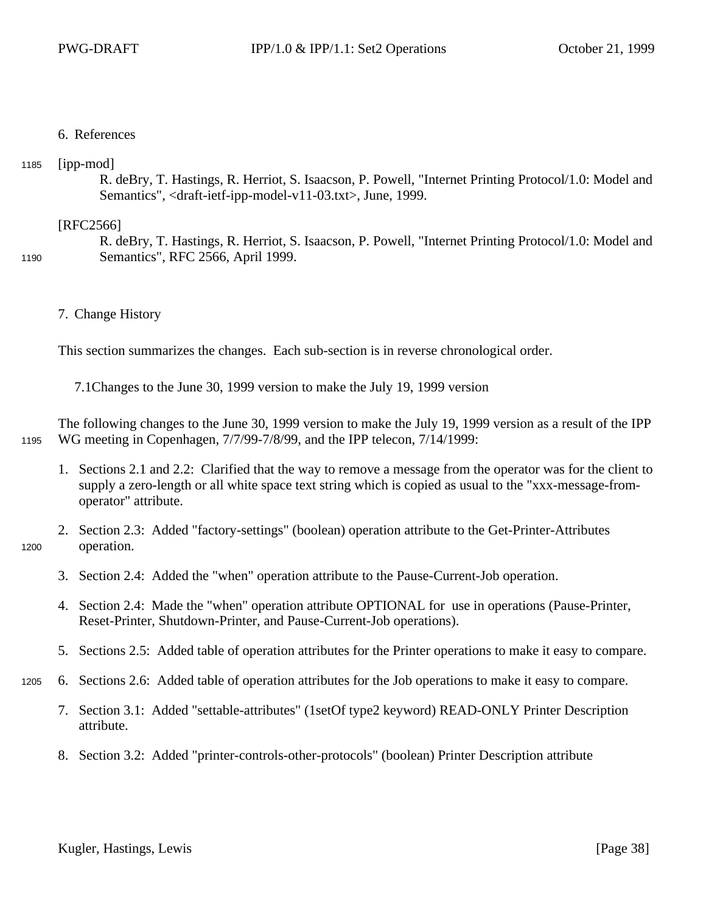## 6. References

[ipp-mod]
R. deBry, T. Hastings, R. Herriot, S. Isaacson, P. Powell, "Internet Printing Protocol/1.0: Model and Semantics", <draft-ietf-ipp-model-v11-03.txt>, June, 1999.

[RFC2566]
R. deBry, T. Hastings, R. Herriot, S. Isaacson, P. Powell, "Internet Printing Protocol/1.0: Model and Semantics", RFC 2566, April 1999.

## 7. Change History

This section summarizes the changes. Each sub-section is in reverse chronological order.

### 7.1 Changes to the June 30, 1999 version to make the July 19, 1999 version

The following changes to the June 30, 1999 version to make the July 19, 1999 version as a result of the IPP WG meeting in Copenhagen, 7/7/99-7/8/99, and the IPP telecon, 7/14/1999:

1. Sections 2.1 and 2.2: Clarified that the way to remove a message from the operator was for the client to supply a zero-length or all white space text string which is copied as usual to the "xxx-message-from-operator" attribute.
2. Section 2.3: Added "factory-settings" (boolean) operation attribute to the Get-Printer-Attributes operation.
3. Section 2.4: Added the "when" operation attribute to the Pause-Current-Job operation.
4. Section 2.4: Made the "when" operation attribute OPTIONAL for use in operations (Pause-Printer, Reset-Printer, Shutdown-Printer, and Pause-Current-Job operations).
5. Sections 2.5: Added table of operation attributes for the Printer operations to make it easy to compare.
6. Sections 2.6: Added table of operation attributes for the Job operations to make it easy to compare.
7. Section 3.1: Added "settable-attributes" (1setOf type2 keyword) READ-ONLY Printer Description attribute.
8. Section 3.2: Added "printer-controls-other-protocols" (boolean) Printer Description attribute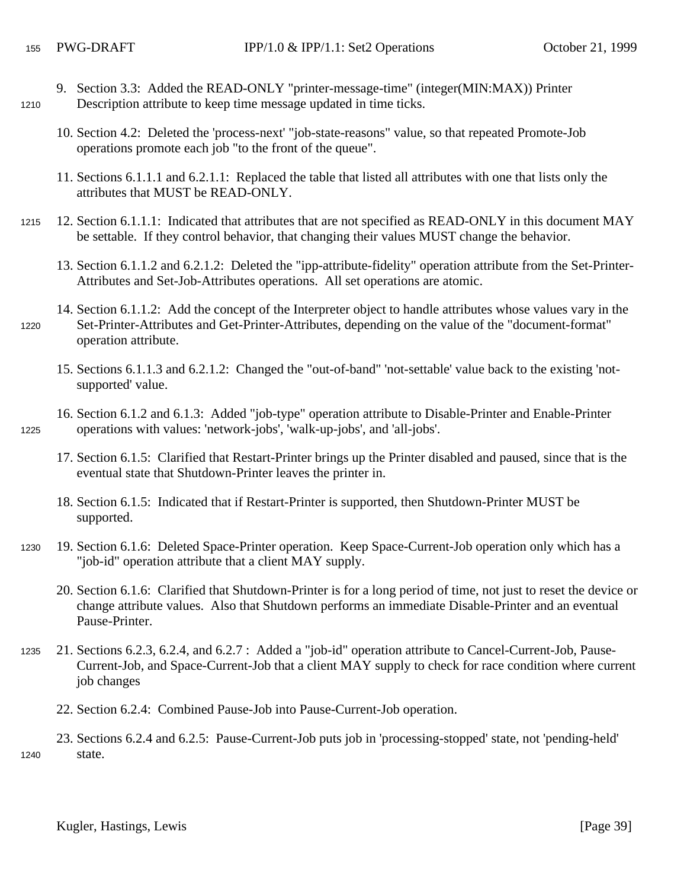9. Section 3.3: Added the READ-ONLY "printer-message-time" (integer(MIN:MAX)) Printer Description attribute to keep time message updated in time ticks.

10. Section 4.2: Deleted the 'process-next' "job-state-reasons" value, so that repeated Promote-Job operations promote each job "to the front of the queue".

11. Sections 6.1.1.1 and 6.2.1.1: Replaced the table that listed all attributes with one that lists only the attributes that MUST be READ-ONLY.

12. Section 6.1.1.1: Indicated that attributes that are not specified as READ-ONLY in this document MAY be settable. If they control behavior, that changing their values MUST change the behavior.

13. Section 6.1.1.2 and 6.2.1.2: Deleted the "ipp-attribute-fidelity" operation attribute from the Set-Printer-Attributes and Set-Job-Attributes operations. All set operations are atomic.

14. Section 6.1.1.2: Add the concept of the Interpreter object to handle attributes whose values vary in the Set-Printer-Attributes and Get-Printer-Attributes, depending on the value of the "document-format" operation attribute.

15. Sections 6.1.1.3 and 6.2.1.2: Changed the "out-of-band" 'not-settable' value back to the existing 'not-supported' value.

16. Section 6.1.2 and 6.1.3: Added "job-type" operation attribute to Disable-Printer and Enable-Printer operations with values: 'network-jobs', 'walk-up-jobs', and 'all-jobs'.

17. Section 6.1.5: Clarified that Restart-Printer brings up the Printer disabled and paused, since that is the eventual state that Shutdown-Printer leaves the printer in.

18. Section 6.1.5: Indicated that if Restart-Printer is supported, then Shutdown-Printer MUST be supported.

19. Section 6.1.6: Deleted Space-Printer operation. Keep Space-Current-Job operation only which has a "job-id" operation attribute that a client MAY supply.

20. Section 6.1.6: Clarified that Shutdown-Printer is for a long period of time, not just to reset the device or change attribute values. Also that Shutdown performs an immediate Disable-Printer and an eventual Pause-Printer.

21. Sections 6.2.3, 6.2.4, and 6.2.7 : Added a "job-id" operation attribute to Cancel-Current-Job, Pause-Current-Job, and Space-Current-Job that a client MAY supply to check for race condition where current job changes

22. Section 6.2.4: Combined Pause-Job into Pause-Current-Job operation.

23. Sections 6.2.4 and 6.2.5: Pause-Current-Job puts job in 'processing-stopped' state, not 'pending-held' state.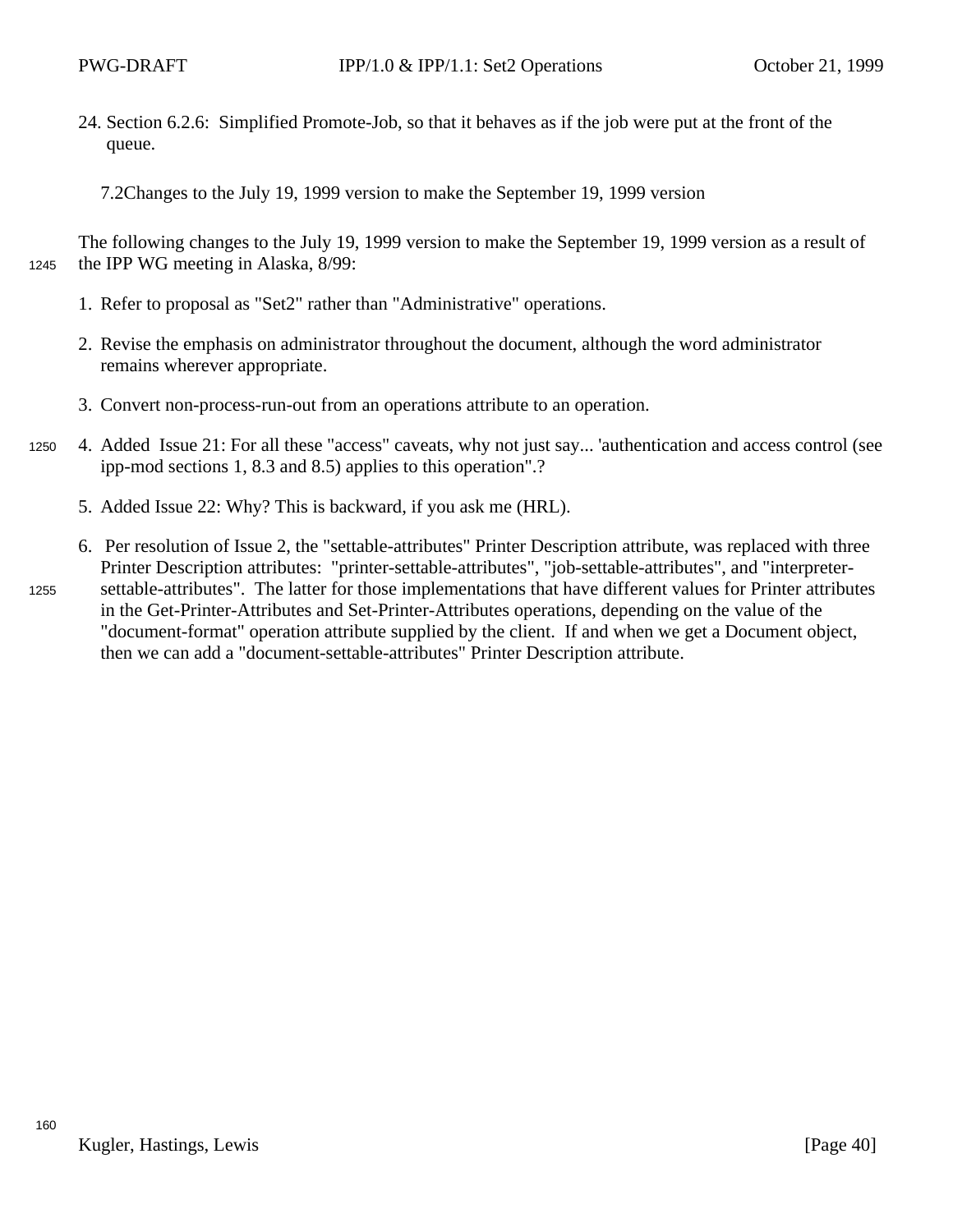24. Section 6.2.6: Simplified Promote-Job, so that it behaves as if the job were put at the front of the queue.

## 7.2 Changes to the July 19, 1999 version to make the September 19, 1999 version

The following changes to the July 19, 1999 version to make the September 19, 1999 version as a result of the IPP WG meeting in Alaska, 8/99:

1. Refer to proposal as "Set2" rather than "Administrative" operations.

2. Revise the emphasis on administrator throughout the document, although the word administrator remains wherever appropriate.

3. Convert non-process-run-out from an operations attribute to an operation.

4. Added Issue 21: For all these "access" caveats, why not just say... 'authentication and access control (see ipp-mod sections 1, 8.3 and 8.5) applies to this operation".?

5. Added Issue 22: Why? This is backward, if you ask me (HRL).

6. Per resolution of Issue 2, the "settable-attributes" Printer Description attribute, was replaced with three Printer Description attributes: "printer-settable-attributes", "job-settable-attributes", and "interpreter-settable-attributes". The latter for those implementations that have different values for Printer attributes in the Get-Printer-Attributes and Set-Printer-Attributes operations, depending on the value of the "document-format" operation attribute supplied by the client. If and when we get a Document object, then we can add a "document-settable-attributes" Printer Description attribute.